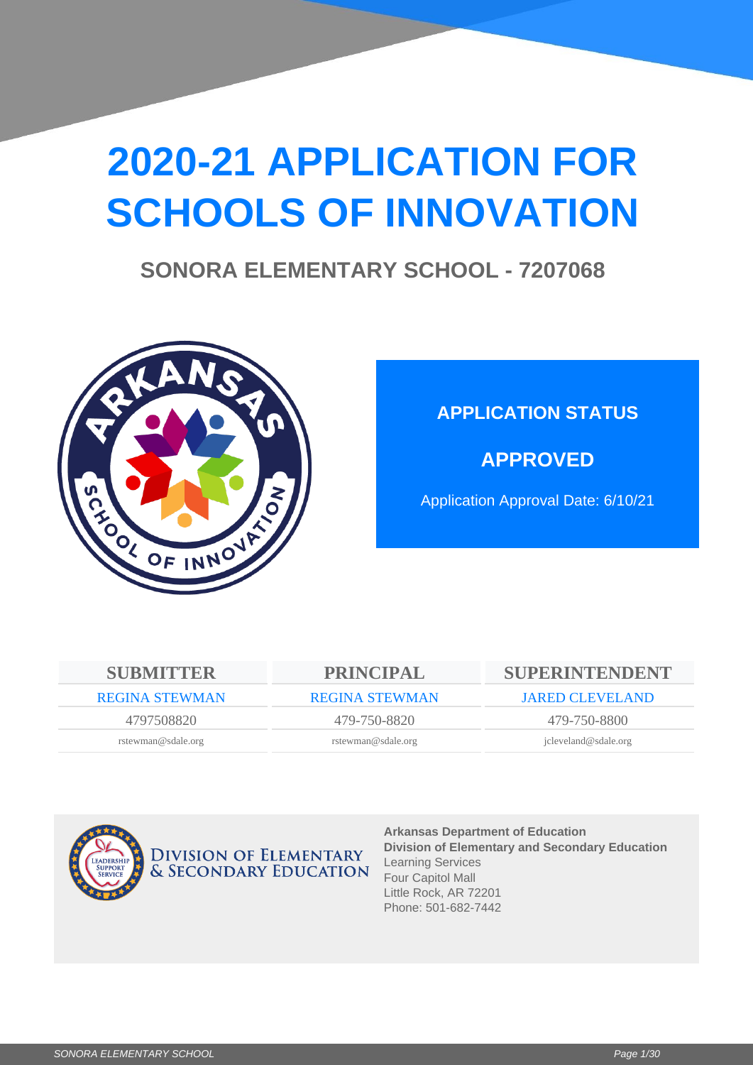# 2020-21 APPLICATION FOR SCHOOLS OF INNOVATION

## SONORA ELEMENTARY SCHOOL - 7207068

**APPLICATION STATUS**

**APPROVED**

Application Approval Date: 6/10/21

| SUBMITTER | PRINCIPAL | SUPERINTENDENT |
|---|---|---|
| REGINA STEWMAN | REGINA STEWMAN | JARED CLEVELAND |
| 4797508820 | 479-750-8820 | 479-750-8800 |
| rstewman@sdale.org | rstewman@sdale.org | jcleveland@sdale.org |

DIVISION OF ELEMENTARY & SECONDARY EDUCATION

**Arkansas Department of Education**
**Division of Elementary and Secondary Education**
Learning Services
Four Capitol Mall
Little Rock, AR 72201
Phone: 501-682-7442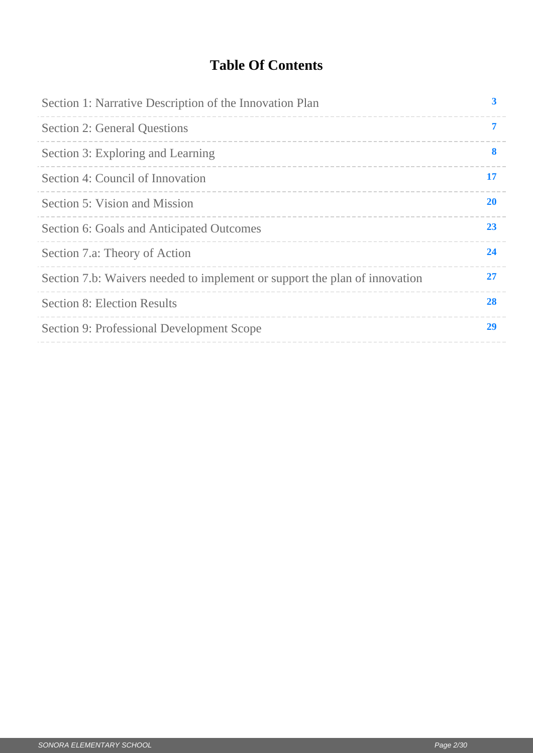# Table Of Contents

| Section | Page |
|---|---|
| Section 1: Narrative Description of the Innovation Plan | 3 |
| Section 2: General Questions | 7 |
| Section 3: Exploring and Learning | 8 |
| Section 4: Council of Innovation | 17 |
| Section 5: Vision and Mission | 20 |
| Section 6: Goals and Anticipated Outcomes | 23 |
| Section 7.a: Theory of Action | 24 |
| Section 7.b: Waivers needed to implement or support the plan of innovation | 27 |
| Section 8: Election Results | 28 |
| Section 9: Professional Development Scope | 29 |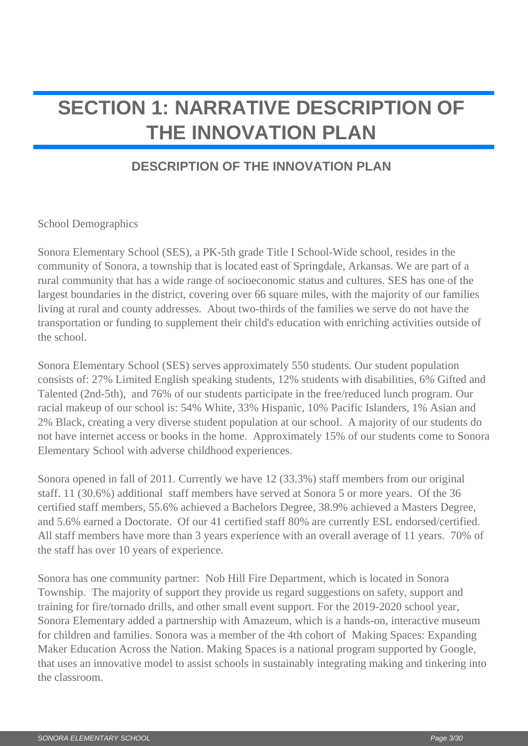# SECTION 1: NARRATIVE DESCRIPTION OF THE INNOVATION PLAN

## DESCRIPTION OF THE INNOVATION PLAN

School Demographics

Sonora Elementary School (SES), a PK-5th grade Title I School-Wide school, resides in the community of Sonora, a township that is located east of Springdale, Arkansas. We are part of a rural community that has a wide range of socioeconomic status and cultures. SES has one of the largest boundaries in the district, covering over 66 square miles, with the majority of our families living at rural and county addresses. About two-thirds of the families we serve do not have the transportation or funding to supplement their child's education with enriching activities outside of the school.

Sonora Elementary School (SES) serves approximately 550 students. Our student population consists of: 27% Limited English speaking students, 12% students with disabilities, 6% Gifted and Talented (2nd-5th), and 76% of our students participate in the free/reduced lunch program. Our racial makeup of our school is: 54% White, 33% Hispanic, 10% Pacific Islanders, 1% Asian and 2% Black, creating a very diverse student population at our school. A majority of our students do not have internet access or books in the home. Approximately 15% of our students come to Sonora Elementary School with adverse childhood experiences.

Sonora opened in fall of 2011. Currently we have 12 (33.3%) staff members from our original staff. 11 (30.6%) additional staff members have served at Sonora 5 or more years. Of the 36 certified staff members, 55.6% achieved a Bachelors Degree, 38.9% achieved a Masters Degree, and 5.6% earned a Doctorate. Of our 41 certified staff 80% are currently ESL endorsed/certified. All staff members have more than 3 years experience with an overall average of 11 years. 70% of the staff has over 10 years of experience.

Sonora has one community partner: Nob Hill Fire Department, which is located in Sonora Township. The majority of support they provide us regard suggestions on safety, support and training for fire/tornado drills, and other small event support. For the 2019-2020 school year, Sonora Elementary added a partnership with Amazeum, which is a hands-on, interactive museum for children and families. Sonora was a member of the 4th cohort of Making Spaces: Expanding Maker Education Across the Nation. Making Spaces is a national program supported by Google, that uses an innovative model to assist schools in sustainably integrating making and tinkering into the classroom.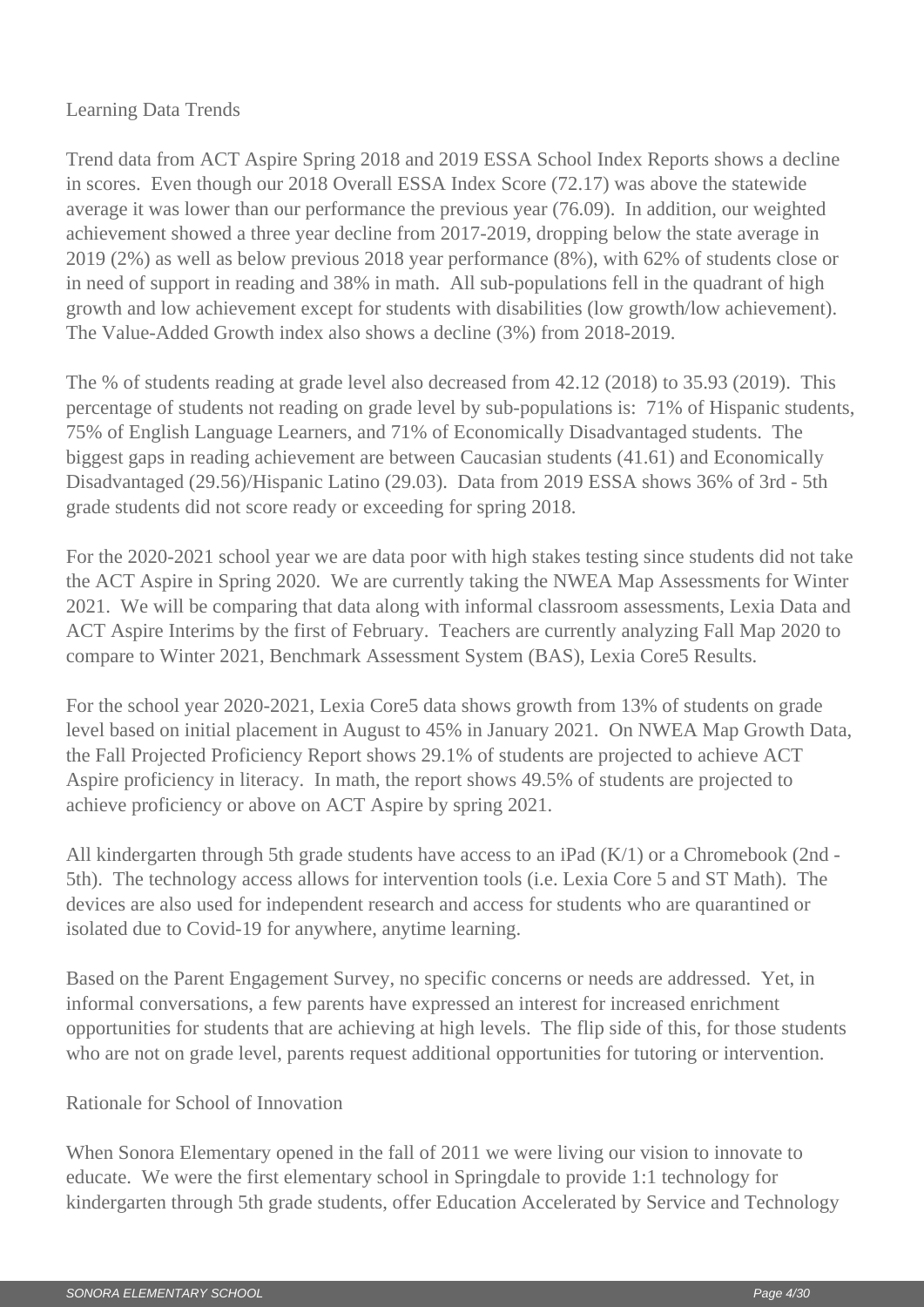## Learning Data Trends

Trend data from ACT Aspire Spring 2018 and 2019 ESSA School Index Reports shows a decline in scores. Even though our 2018 Overall ESSA Index Score (72.17) was above the statewide average it was lower than our performance the previous year (76.09). In addition, our weighted achievement showed a three year decline from 2017-2019, dropping below the state average in 2019 (2%) as well as below previous 2018 year performance (8%), with 62% of students close or in need of support in reading and 38% in math. All sub-populations fell in the quadrant of high growth and low achievement except for students with disabilities (low growth/low achievement). The Value-Added Growth index also shows a decline (3%) from 2018-2019.

The % of students reading at grade level also decreased from 42.12 (2018) to 35.93 (2019). This percentage of students not reading on grade level by sub-populations is: 71% of Hispanic students, 75% of English Language Learners, and 71% of Economically Disadvantaged students. The biggest gaps in reading achievement are between Caucasian students (41.61) and Economically Disadvantaged (29.56)/Hispanic Latino (29.03). Data from 2019 ESSA shows 36% of 3rd - 5th grade students did not score ready or exceeding for spring 2018.

For the 2020-2021 school year we are data poor with high stakes testing since students did not take the ACT Aspire in Spring 2020. We are currently taking the NWEA Map Assessments for Winter 2021. We will be comparing that data along with informal classroom assessments, Lexia Data and ACT Aspire Interims by the first of February. Teachers are currently analyzing Fall Map 2020 to compare to Winter 2021, Benchmark Assessment System (BAS), Lexia Core5 Results.

For the school year 2020-2021, Lexia Core5 data shows growth from 13% of students on grade level based on initial placement in August to 45% in January 2021. On NWEA Map Growth Data, the Fall Projected Proficiency Report shows 29.1% of students are projected to achieve ACT Aspire proficiency in literacy. In math, the report shows 49.5% of students are projected to achieve proficiency or above on ACT Aspire by spring 2021.

All kindergarten through 5th grade students have access to an iPad (K/1) or a Chromebook (2nd - 5th). The technology access allows for intervention tools (i.e. Lexia Core 5 and ST Math). The devices are also used for independent research and access for students who are quarantined or isolated due to Covid-19 for anywhere, anytime learning.

Based on the Parent Engagement Survey, no specific concerns or needs are addressed. Yet, in informal conversations, a few parents have expressed an interest for increased enrichment opportunities for students that are achieving at high levels. The flip side of this, for those students who are not on grade level, parents request additional opportunities for tutoring or intervention.

## Rationale for School of Innovation

When Sonora Elementary opened in the fall of 2011 we were living our vision to innovate to educate. We were the first elementary school in Springdale to provide 1:1 technology for kindergarten through 5th grade students, offer Education Accelerated by Service and Technology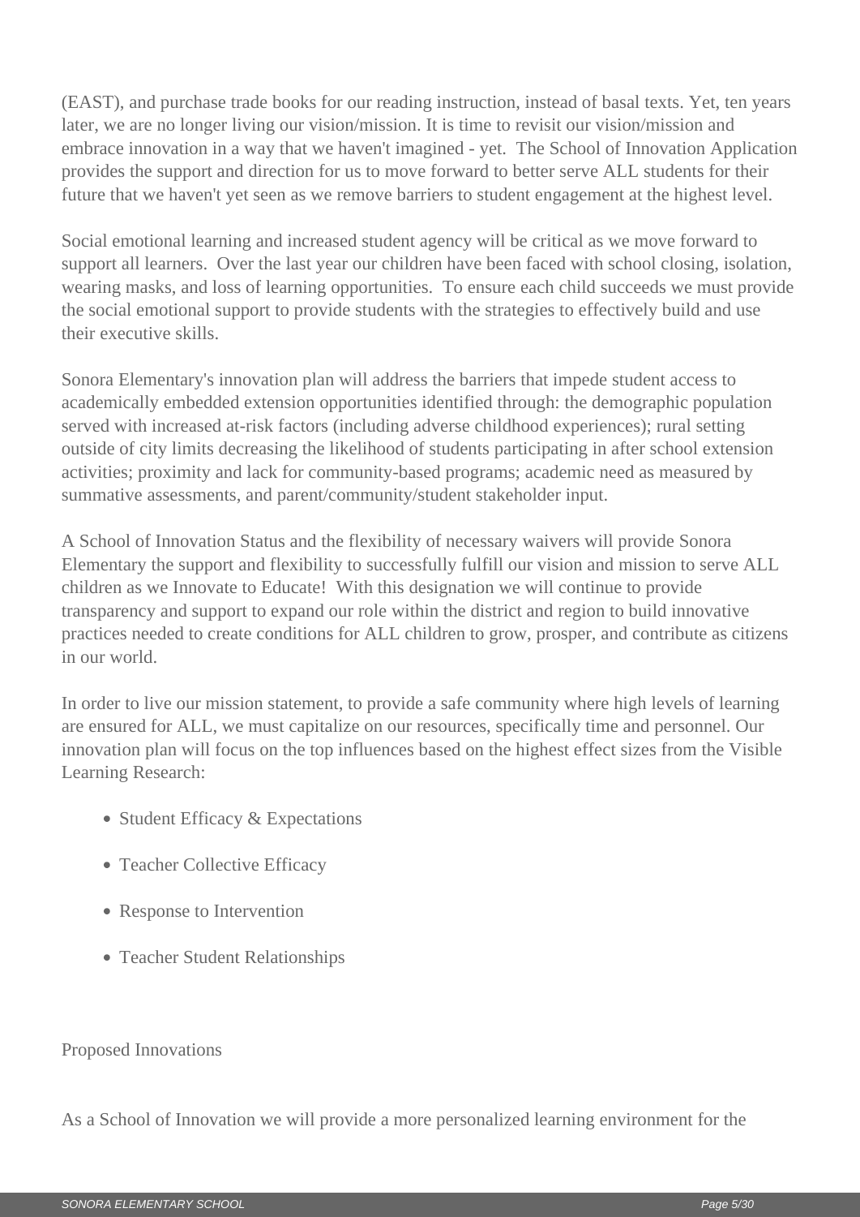(EAST), and purchase trade books for our reading instruction, instead of basal texts. Yet, ten years later, we are no longer living our vision/mission. It is time to revisit our vision/mission and embrace innovation in a way that we haven't imagined - yet. The School of Innovation Application provides the support and direction for us to move forward to better serve ALL students for their future that we haven't yet seen as we remove barriers to student engagement at the highest level.

Social emotional learning and increased student agency will be critical as we move forward to support all learners. Over the last year our children have been faced with school closing, isolation, wearing masks, and loss of learning opportunities. To ensure each child succeeds we must provide the social emotional support to provide students with the strategies to effectively build and use their executive skills.

Sonora Elementary's innovation plan will address the barriers that impede student access to academically embedded extension opportunities identified through: the demographic population served with increased at-risk factors (including adverse childhood experiences); rural setting outside of city limits decreasing the likelihood of students participating in after school extension activities; proximity and lack for community-based programs; academic need as measured by summative assessments, and parent/community/student stakeholder input.

A School of Innovation Status and the flexibility of necessary waivers will provide Sonora Elementary the support and flexibility to successfully fulfill our vision and mission to serve ALL children as we Innovate to Educate! With this designation we will continue to provide transparency and support to expand our role within the district and region to build innovative practices needed to create conditions for ALL children to grow, prosper, and contribute as citizens in our world.

In order to live our mission statement, to provide a safe community where high levels of learning are ensured for ALL, we must capitalize on our resources, specifically time and personnel. Our innovation plan will focus on the top influences based on the highest effect sizes from the Visible Learning Research:

- Student Efficacy & Expectations
- Teacher Collective Efficacy
- Response to Intervention
- Teacher Student Relationships

Proposed Innovations

As a School of Innovation we will provide a more personalized learning environment for the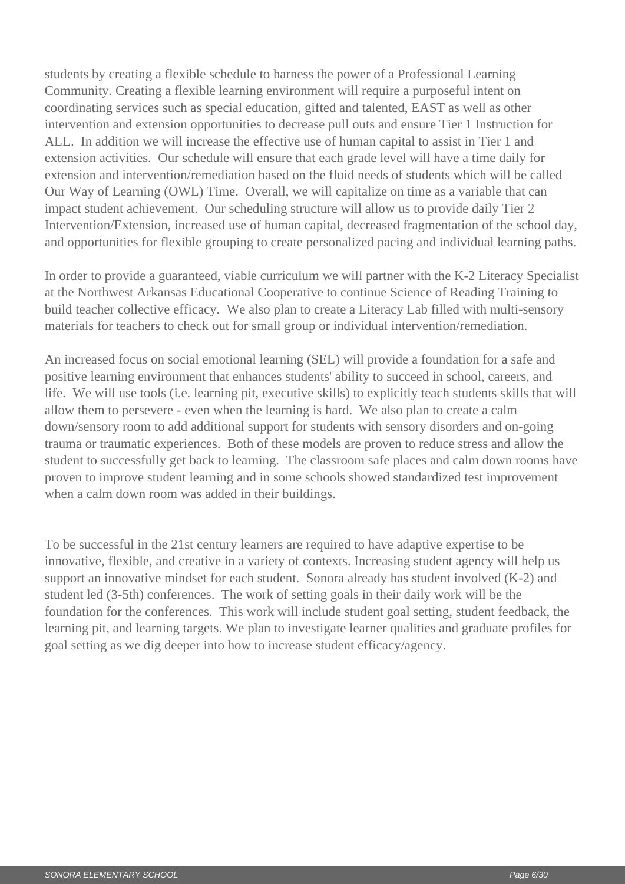students by creating a flexible schedule to harness the power of a Professional Learning Community. Creating a flexible learning environment will require a purposeful intent on coordinating services such as special education, gifted and talented, EAST as well as other intervention and extension opportunities to decrease pull outs and ensure Tier 1 Instruction for ALL. In addition we will increase the effective use of human capital to assist in Tier 1 and extension activities. Our schedule will ensure that each grade level will have a time daily for extension and intervention/remediation based on the fluid needs of students which will be called Our Way of Learning (OWL) Time. Overall, we will capitalize on time as a variable that can impact student achievement. Our scheduling structure will allow us to provide daily Tier 2 Intervention/Extension, increased use of human capital, decreased fragmentation of the school day, and opportunities for flexible grouping to create personalized pacing and individual learning paths.

In order to provide a guaranteed, viable curriculum we will partner with the K-2 Literacy Specialist at the Northwest Arkansas Educational Cooperative to continue Science of Reading Training to build teacher collective efficacy. We also plan to create a Literacy Lab filled with multi-sensory materials for teachers to check out for small group or individual intervention/remediation.

An increased focus on social emotional learning (SEL) will provide a foundation for a safe and positive learning environment that enhances students' ability to succeed in school, careers, and life. We will use tools (i.e. learning pit, executive skills) to explicitly teach students skills that will allow them to persevere - even when the learning is hard. We also plan to create a calm down/sensory room to add additional support for students with sensory disorders and on-going trauma or traumatic experiences. Both of these models are proven to reduce stress and allow the student to successfully get back to learning. The classroom safe places and calm down rooms have proven to improve student learning and in some schools showed standardized test improvement when a calm down room was added in their buildings.

To be successful in the 21st century learners are required to have adaptive expertise to be innovative, flexible, and creative in a variety of contexts. Increasing student agency will help us support an innovative mindset for each student. Sonora already has student involved (K-2) and student led (3-5th) conferences. The work of setting goals in their daily work will be the foundation for the conferences. This work will include student goal setting, student feedback, the learning pit, and learning targets. We plan to investigate learner qualities and graduate profiles for goal setting as we dig deeper into how to increase student efficacy/agency.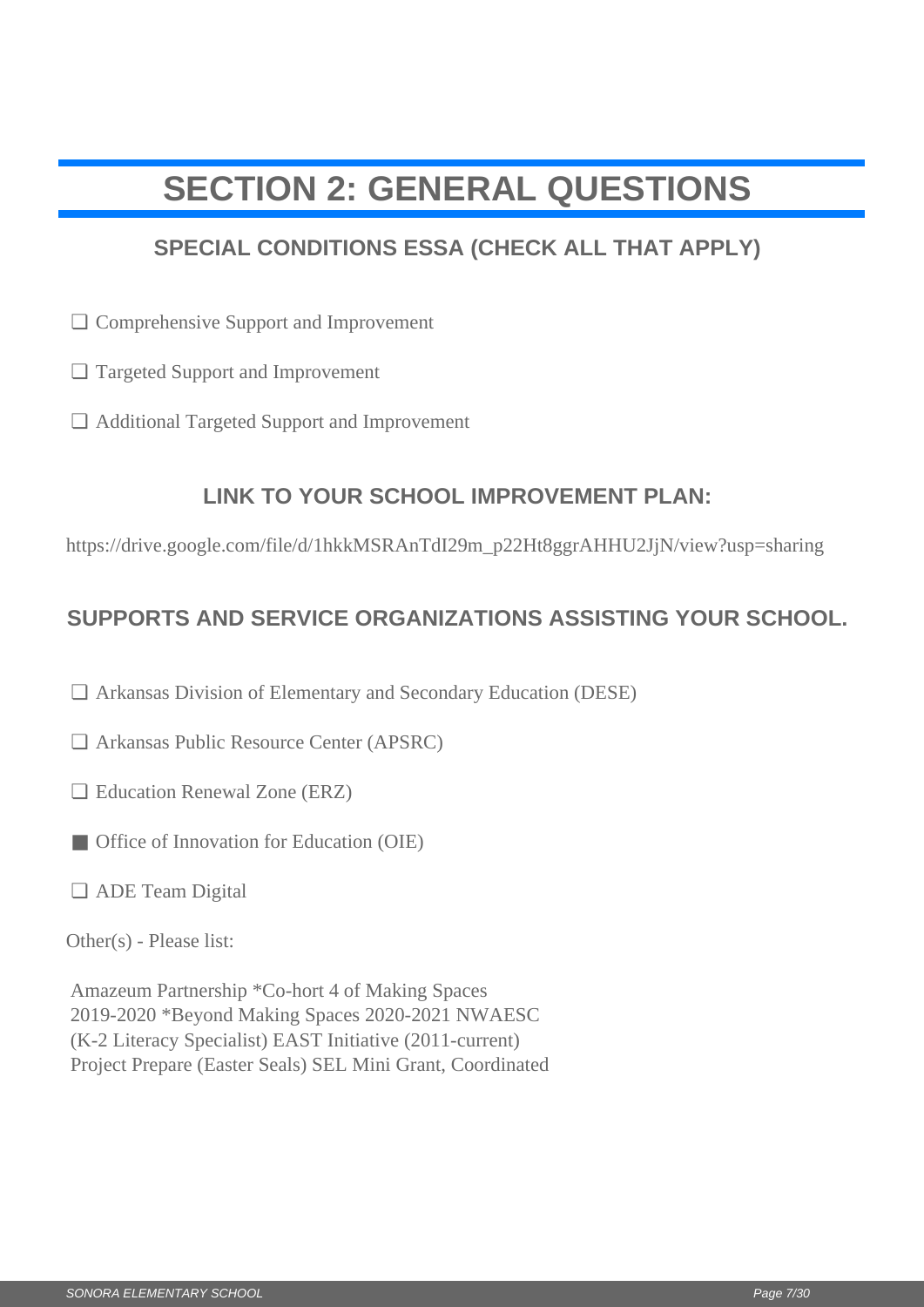# SECTION 2: GENERAL QUESTIONS

## SPECIAL CONDITIONS ESSA (CHECK ALL THAT APPLY)

- [ ] Comprehensive Support and Improvement
- [ ] Targeted Support and Improvement
- [ ] Additional Targeted Support and Improvement

## LINK TO YOUR SCHOOL IMPROVEMENT PLAN:

https://drive.google.com/file/d/1hkkMSRAnTdI29m_p22Ht8ggrAHHU2JjN/view?usp=sharing

## SUPPORTS AND SERVICE ORGANIZATIONS ASSISTING YOUR SCHOOL.

- [ ] Arkansas Division of Elementary and Secondary Education (DESE)
- [ ] Arkansas Public Resource Center (APSRC)
- [ ] Education Renewal Zone (ERZ)
- [x] Office of Innovation for Education (OIE)
- [ ] ADE Team Digital

Other(s) - Please list:

Amazeum Partnership *Co-hort 4 of Making Spaces 2019-2020 *Beyond Making Spaces 2020-2021 NWAESC (K-2 Literacy Specialist) EAST Initiative (2011-current) Project Prepare (Easter Seals) SEL Mini Grant, Coordinated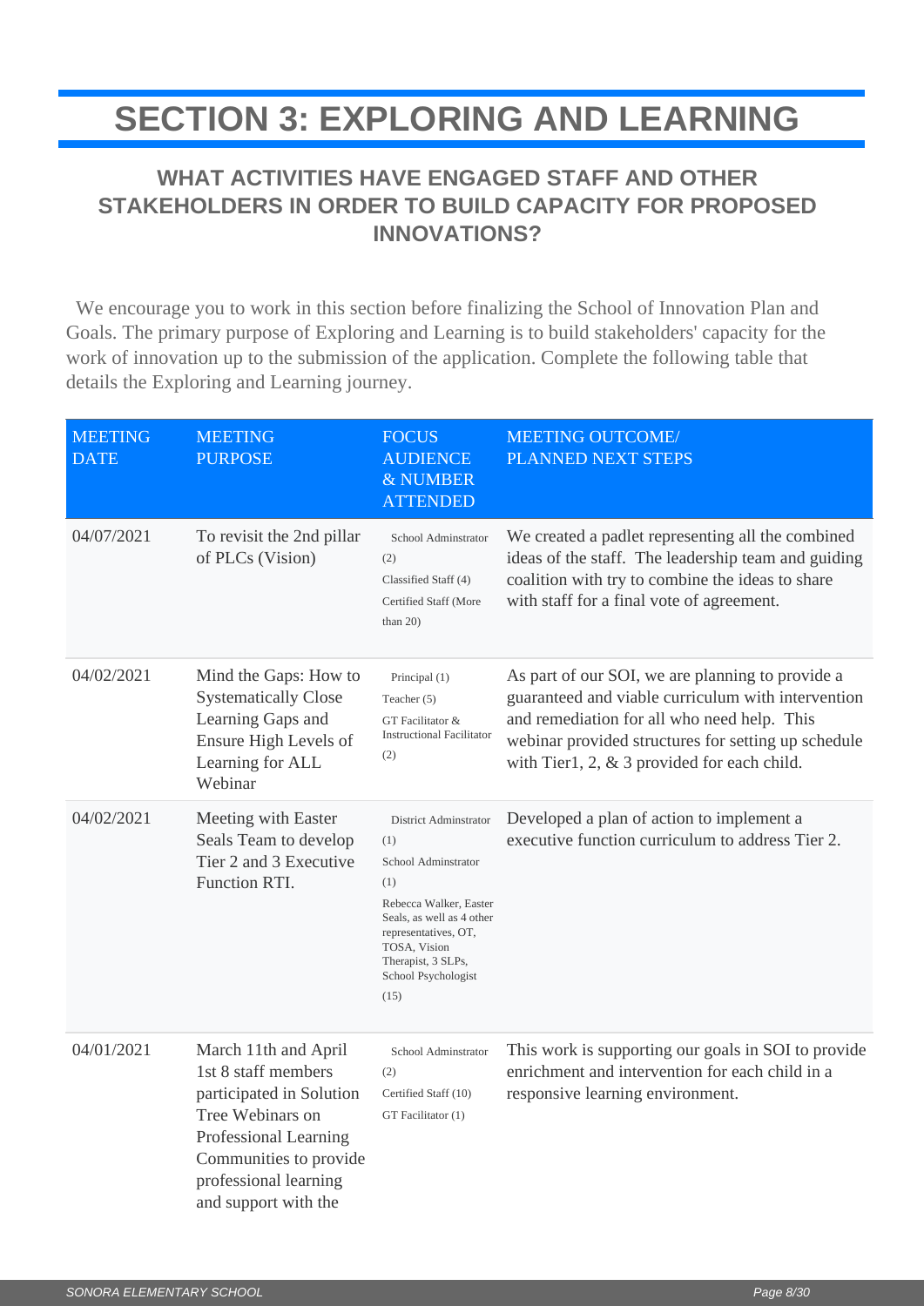# SECTION 3: EXPLORING AND LEARNING

## WHAT ACTIVITIES HAVE ENGAGED STAFF AND OTHER STAKEHOLDERS IN ORDER TO BUILD CAPACITY FOR PROPOSED INNOVATIONS?

We encourage you to work in this section before finalizing the School of Innovation Plan and Goals. The primary purpose of Exploring and Learning is to build stakeholders' capacity for the work of innovation up to the submission of the application. Complete the following table that details the Exploring and Learning journey.

| MEETING DATE | MEETING PURPOSE | FOCUS AUDIENCE & NUMBER ATTENDED | MEETING OUTCOME/ PLANNED NEXT STEPS |
|---|---|---|---|
| 04/07/2021 | To revisit the 2nd pillar of PLCs (Vision) | School Adminstrator (2)<br>Classified Staff (4)<br>Certified Staff (More than 20) | We created a padlet representing all the combined ideas of the staff. The leadership team and guiding coalition with try to combine the ideas to share with staff for a final vote of agreement. |
| 04/02/2021 | Mind the Gaps: How to Systematically Close Learning Gaps and Ensure High Levels of Learning for ALL Webinar | Principal (1)<br>Teacher (5)<br>GT Facilitator & Instructional Facilitator (2) | As part of our SOI, we are planning to provide a guaranteed and viable curriculum with intervention and remediation for all who need help. This webinar provided structures for setting up schedule with Tier1, 2, & 3 provided for each child. |
| 04/02/2021 | Meeting with Easter Seals Team to develop Tier 2 and 3 Executive Function RTI. | District Adminstrator (1)<br>School Adminstrator (1)<br>Rebecca Walker, Easter Seals, as well as 4 other representatives, OT, TOSA, Vision Therapist, 3 SLPs, School Psychologist (15) | Developed a plan of action to implement a executive function curriculum to address Tier 2. |
| 04/01/2021 | March 11th and April 1st 8 staff members participated in Solution Tree Webinars on Professional Learning Communities to provide professional learning and support with the | School Adminstrator (2)<br>Certified Staff (10)<br>GT Facilitator (1) | This work is supporting our goals in SOI to provide enrichment and intervention for each child in a responsive learning environment. |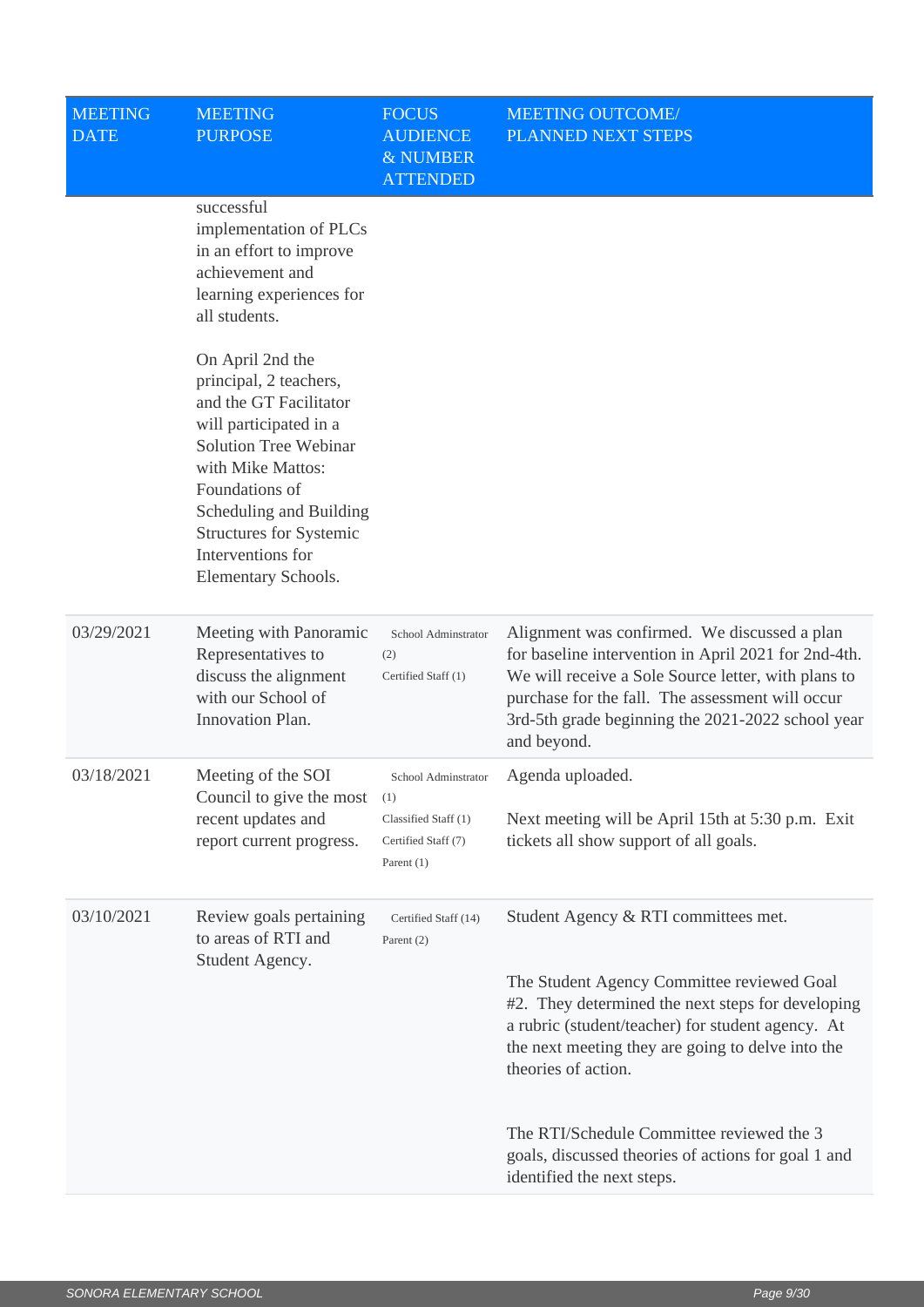| MEETING DATE | MEETING PURPOSE | FOCUS AUDIENCE & NUMBER ATTENDED | MEETING OUTCOME/ PLANNED NEXT STEPS |
|---|---|---|---|
| | successful implementation of PLCs in an effort to improve achievement and learning experiences for all students.<br><br>On April 2nd the principal, 2 teachers, and the GT Facilitator will participated in a Solution Tree Webinar with Mike Mattos: Foundations of Scheduling and Building Structures for Systemic Interventions for Elementary Schools. | | |
| 03/29/2021 | Meeting with Panoramic Representatives to discuss the alignment with our School of Innovation Plan. | School Adminstrator (2)<br>Certified Staff (1) | Alignment was confirmed. We discussed a plan for baseline intervention in April 2021 for 2nd-4th. We will receive a Sole Source letter, with plans to purchase for the fall. The assessment will occur 3rd-5th grade beginning the 2021-2022 school year and beyond. |
| 03/18/2021 | Meeting of the SOI Council to give the most recent updates and report current progress. | School Adminstrator (1)<br>Classified Staff (1)<br>Certified Staff (7)<br>Parent (1) | Agenda uploaded.<br><br>Next meeting will be April 15th at 5:30 p.m. Exit tickets all show support of all goals. |
| 03/10/2021 | Review goals pertaining to areas of RTI and Student Agency. | Certified Staff (14)<br>Parent (2) | Student Agency & RTI committees met.<br><br>The Student Agency Committee reviewed Goal #2. They determined the next steps for developing a rubric (student/teacher) for student agency. At the next meeting they are going to delve into the theories of action.<br><br>The RTI/Schedule Committee reviewed the 3 goals, discussed theories of actions for goal 1 and identified the next steps. |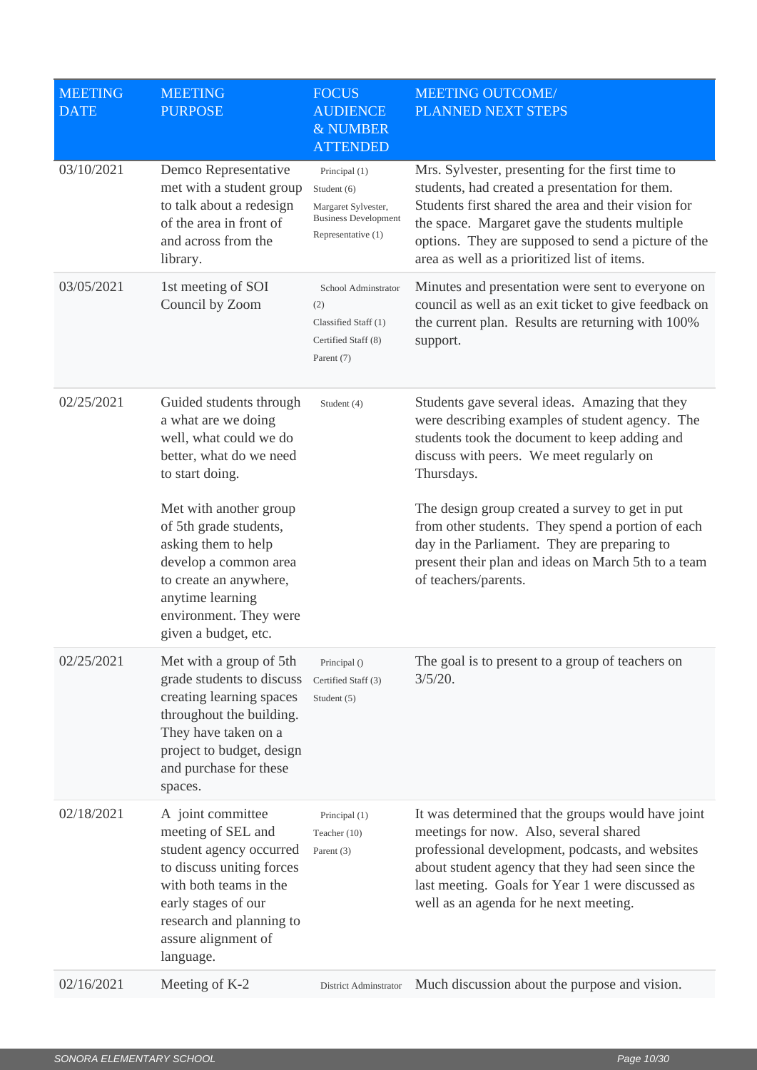| MEETING DATE | MEETING PURPOSE | FOCUS AUDIENCE & NUMBER ATTENDED | MEETING OUTCOME/ PLANNED NEXT STEPS |
|---|---|---|---|
| 03/10/2021 | Demco Representative met with a student group to talk about a redesign of the area in front of and across from the library. | Principal (1)<br>Student (6)<br>Margaret Sylvester, Business Development Representative (1) | Mrs. Sylvester, presenting for the first time to students, had created a presentation for them. Students first shared the area and their vision for the space. Margaret gave the students multiple options. They are supposed to send a picture of the area as well as a prioritized list of items. |
| 03/05/2021 | 1st meeting of SOI Council by Zoom | School Adminstrator (2)<br>Classified Staff (1)<br>Certified Staff (8)<br>Parent (7) | Minutes and presentation were sent to everyone on council as well as an exit ticket to give feedback on the current plan. Results are returning with 100% support. |
| 02/25/2021 | Guided students through a what are we doing well, what could we do better, what do we need to start doing.<br><br>Met with another group of 5th grade students, asking them to help develop a common area to create an anywhere, anytime learning environment. They were given a budget, etc. | Student (4) | Students gave several ideas. Amazing that they were describing examples of student agency. The students took the document to keep adding and discuss with peers. We meet regularly on Thursdays.<br><br>The design group created a survey to get in put from other students. They spend a portion of each day in the Parliament. They are preparing to present their plan and ideas on March 5th to a team of teachers/parents. |
| 02/25/2021 | Met with a group of 5th grade students to discuss creating learning spaces throughout the building. They have taken on a project to budget, design and purchase for these spaces. | Principal ()<br>Certified Staff (3)<br>Student (5) | The goal is to present to a group of teachers on 3/5/20. |
| 02/18/2021 | A joint committee meeting of SEL and student agency occurred to discuss uniting forces with both teams in the early stages of our research and planning to assure alignment of language. | Principal (1)<br>Teacher (10)<br>Parent (3) | It was determined that the groups would have joint meetings for now. Also, several shared professional development, podcasts, and websites about student agency that they had seen since the last meeting. Goals for Year 1 were discussed as well as an agenda for he next meeting. |
| 02/16/2021 | Meeting of K-2 | District Adminstrator | Much discussion about the purpose and vision. |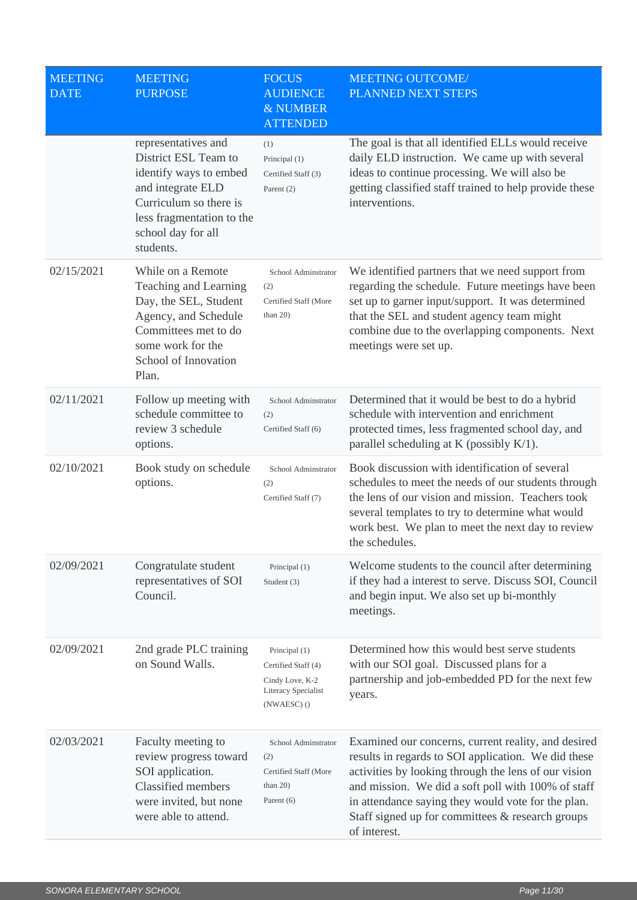| MEETING DATE | MEETING PURPOSE | FOCUS AUDIENCE & NUMBER ATTENDED | MEETING OUTCOME/ PLANNED NEXT STEPS |
| --- | --- | --- | --- |
| | representatives and District ESL Team to identify ways to embed and integrate ELD Curriculum so there is less fragmentation to the school day for all students. | (1)<br>Principal (1)<br>Certified Staff (3)<br>Parent (2) | The goal is that all identified ELLs would receive daily ELD instruction. We came up with several ideas to continue processing. We will also be getting classified staff trained to help provide these interventions. |
| 02/15/2021 | While on a Remote Teaching and Learning Day, the SEL, Student Agency, and Schedule Committees met to do some work for the School of Innovation Plan. | School Adminstrator (2)<br>Certified Staff (More than 20) | We identified partners that we need support from regarding the schedule. Future meetings have been set up to garner input/support. It was determined that the SEL and student agency team might combine due to the overlapping components. Next meetings were set up. |
| 02/11/2021 | Follow up meeting with schedule committee to review 3 schedule options. | School Adminstrator (2)<br>Certified Staff (6) | Determined that it would be best to do a hybrid schedule with intervention and enrichment protected times, less fragmented school day, and parallel scheduling at K (possibly K/1). |
| 02/10/2021 | Book study on schedule options. | School Adminstrator (2)<br>Certified Staff (7) | Book discussion with identification of several schedules to meet the needs of our students through the lens of our vision and mission. Teachers took several templates to try to determine what would work best. We plan to meet the next day to review the schedules. |
| 02/09/2021 | Congratulate student representatives of SOI Council. | Principal (1)<br>Student (3) | Welcome students to the council after determining if they had a interest to serve. Discuss SOI, Council and begin input. We also set up bi-monthly meetings. |
| 02/09/2021 | 2nd grade PLC training on Sound Walls. | Principal (1)<br>Certified Staff (4)<br>Cindy Love, K-2 Literacy Specialist (NWAESC) () | Determined how this would best serve students with our SOI goal. Discussed plans for a partnership and job-embedded PD for the next few years. |
| 02/03/2021 | Faculty meeting to review progress toward SOI application. Classified members were invited, but none were able to attend. | School Adminstrator (2)<br>Certified Staff (More than 20)<br>Parent (6) | Examined our concerns, current reality, and desired results in regards to SOI application. We did these activities by looking through the lens of our vision and mission. We did a soft poll with 100% of staff in attendance saying they would vote for the plan. Staff signed up for committees & research groups of interest. |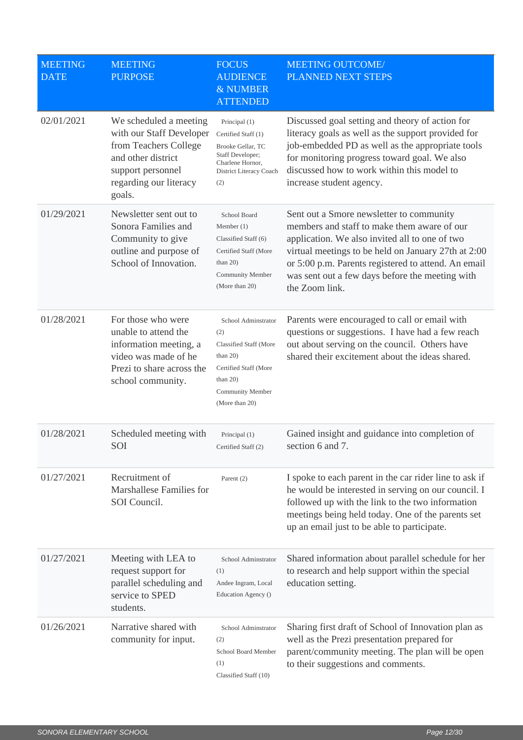| MEETING DATE | MEETING PURPOSE | FOCUS AUDIENCE & NUMBER ATTENDED | MEETING OUTCOME/ PLANNED NEXT STEPS |
|---|---|---|---|
| 02/01/2021 | We scheduled a meeting with our Staff Developer from Teachers College and other district support personnel regarding our literacy goals. | Principal (1) Certified Staff (1) Brooke Gellar, TC Staff Developer; Charlene Hornor, District Literacy Coach (2) | Discussed goal setting and theory of action for literacy goals as well as the support provided for job-embedded PD as well as the appropriate tools for monitoring progress toward goal. We also discussed how to work within this model to increase student agency. |
| 01/29/2021 | Newsletter sent out to Sonora Families and Community to give outline and purpose of School of Innovation. | School Board Member (1) Classified Staff (6) Certified Staff (More than 20) Community Member (More than 20) | Sent out a Smore newsletter to community members and staff to make them aware of our application. We also invited all to one of two virtual meetings to be held on January 27th at 2:00 or 5:00 p.m. Parents registered to attend. An email was sent out a few days before the meeting with the Zoom link. |
| 01/28/2021 | For those who were unable to attend the information meeting, a video was made of he Prezi to share across the school community. | School Adminstrator (2) Classified Staff (More than 20) Certified Staff (More than 20) Community Member (More than 20) | Parents were encouraged to call or email with questions or suggestions. I have had a few reach out about serving on the council. Others have shared their excitement about the ideas shared. |
| 01/28/2021 | Scheduled meeting with SOI | Principal (1) Certified Staff (2) | Gained insight and guidance into completion of section 6 and 7. |
| 01/27/2021 | Recruitment of Marshallese Families for SOI Council. | Parent (2) | I spoke to each parent in the car rider line to ask if he would be interested in serving on our council. I followed up with the link to the two information meetings being held today. One of the parents set up an email just to be able to participate. |
| 01/27/2021 | Meeting with LEA to request support for parallel scheduling and service to SPED students. | School Adminstrator (1) Andee Ingram, Local Education Agency () | Shared information about parallel schedule for her to research and help support within the special education setting. |
| 01/26/2021 | Narrative shared with community for input. | School Adminstrator (2) School Board Member (1) Classified Staff (10) | Sharing first draft of School of Innovation plan as well as the Prezi presentation prepared for parent/community meeting. The plan will be open to their suggestions and comments. |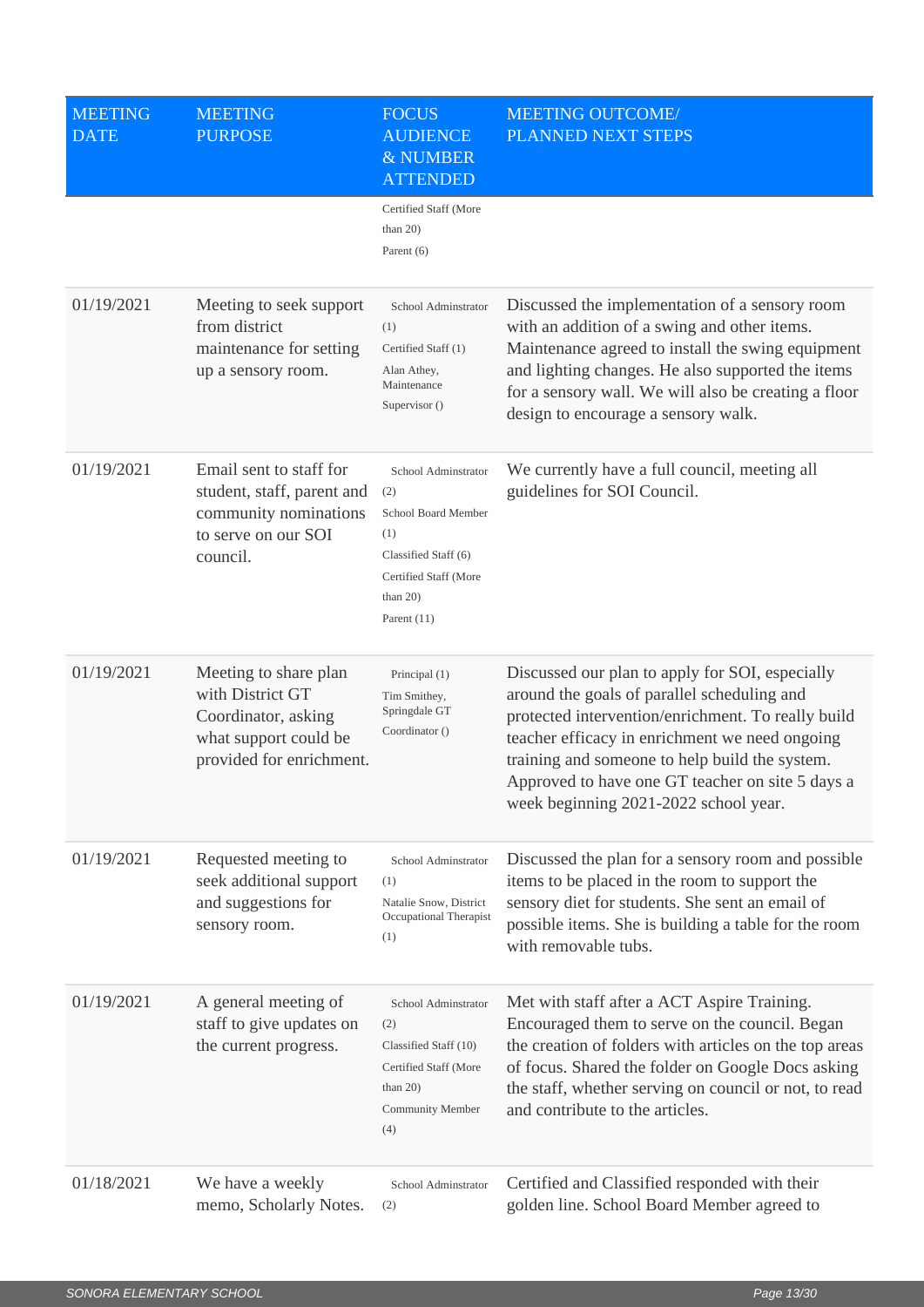| MEETING DATE | MEETING PURPOSE | FOCUS AUDIENCE & NUMBER ATTENDED | MEETING OUTCOME/ PLANNED NEXT STEPS |
|---|---|---|---|
| | | Certified Staff (More than 20)<br>Parent (6) | |
| 01/19/2021 | Meeting to seek support from district maintenance for setting up a sensory room. | School Adminstrator (1)<br>Certified Staff (1)<br>Alan Athey, Maintenance Supervisor () | Discussed the implementation of a sensory room with an addition of a swing and other items. Maintenance agreed to install the swing equipment and lighting changes. He also supported the items for a sensory wall. We will also be creating a floor design to encourage a sensory walk. |
| 01/19/2021 | Email sent to staff for student, staff, parent and community nominations to serve on our SOI council. | School Adminstrator (2)<br>School Board Member (1)<br>Classified Staff (6)<br>Certified Staff (More than 20)<br>Parent (11) | We currently have a full council, meeting all guidelines for SOI Council. |
| 01/19/2021 | Meeting to share plan with District GT Coordinator, asking what support could be provided for enrichment. | Principal (1)<br>Tim Smithey, Springdale GT Coordinator () | Discussed our plan to apply for SOI, especially around the goals of parallel scheduling and protected intervention/enrichment. To really build teacher efficacy in enrichment we need ongoing training and someone to help build the system. Approved to have one GT teacher on site 5 days a week beginning 2021-2022 school year. |
| 01/19/2021 | Requested meeting to seek additional support and suggestions for sensory room. | School Adminstrator (1)<br>Natalie Snow, District Occupational Therapist (1) | Discussed the plan for a sensory room and possible items to be placed in the room to support the sensory diet for students. She sent an email of possible items. She is building a table for the room with removable tubs. |
| 01/19/2021 | A general meeting of staff to give updates on the current progress. | School Adminstrator (2)<br>Classified Staff (10)<br>Certified Staff (More than 20)<br>Community Member (4) | Met with staff after a ACT Aspire Training. Encouraged them to serve on the council. Began the creation of folders with articles on the top areas of focus. Shared the folder on Google Docs asking the staff, whether serving on council or not, to read and contribute to the articles. |
| 01/18/2021 | We have a weekly memo, Scholarly Notes. | School Adminstrator (2) | Certified and Classified responded with their golden line. School Board Member agreed to |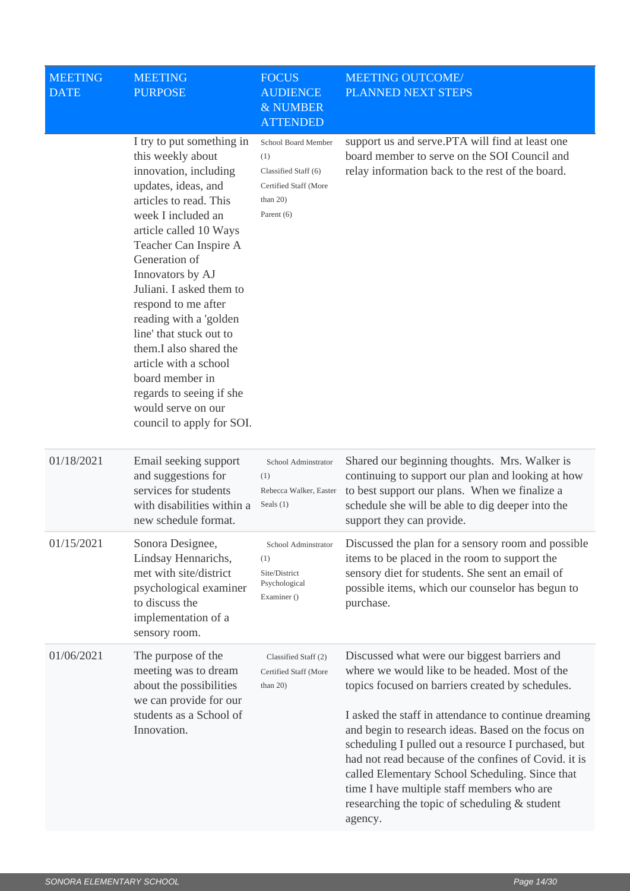| MEETING DATE | MEETING PURPOSE | FOCUS AUDIENCE & NUMBER ATTENDED | MEETING OUTCOME/ PLANNED NEXT STEPS |
|---|---|---|---|
| | I try to put something in this weekly about innovation, including updates, ideas, and articles to read. This week I included an article called 10 Ways Teacher Can Inspire A Generation of Innovators by AJ Juliani. I asked them to respond to me after reading with a 'golden line' that stuck out to them.I also shared the article with a school board member in regards to seeing if she would serve on our council to apply for SOI. | School Board Member (1)<br>Classified Staff (6)<br>Certified Staff (More than 20)<br>Parent (6) | support us and serve.PTA will find at least one board member to serve on the SOI Council and relay information back to the rest of the board. |
| 01/18/2021 | Email seeking support and suggestions for services for students with disabilities within a new schedule format. | School Adminstrator (1)<br>Rebecca Walker, Easter Seals (1) | Shared our beginning thoughts. Mrs. Walker is continuing to support our plan and looking at how to best support our plans. When we finalize a schedule she will be able to dig deeper into the support they can provide. |
| 01/15/2021 | Sonora Designee, Lindsay Hennarichs, met with site/district psychological examiner to discuss the implementation of a sensory room. | School Adminstrator (1)<br>Site/District Psychological Examiner () | Discussed the plan for a sensory room and possible items to be placed in the room to support the sensory diet for students. She sent an email of possible items, which our counselor has begun to purchase. |
| 01/06/2021 | The purpose of the meeting was to dream about the possibilities we can provide for our students as a School of Innovation. | Classified Staff (2)<br>Certified Staff (More than 20) | Discussed what were our biggest barriers and where we would like to be headed. Most of the topics focused on barriers created by schedules.<br><br>I asked the staff in attendance to continue dreaming and begin to research ideas. Based on the focus on scheduling I pulled out a resource I purchased, but had not read because of the confines of Covid. it is called Elementary School Scheduling. Since that time I have multiple staff members who are researching the topic of scheduling & student agency. |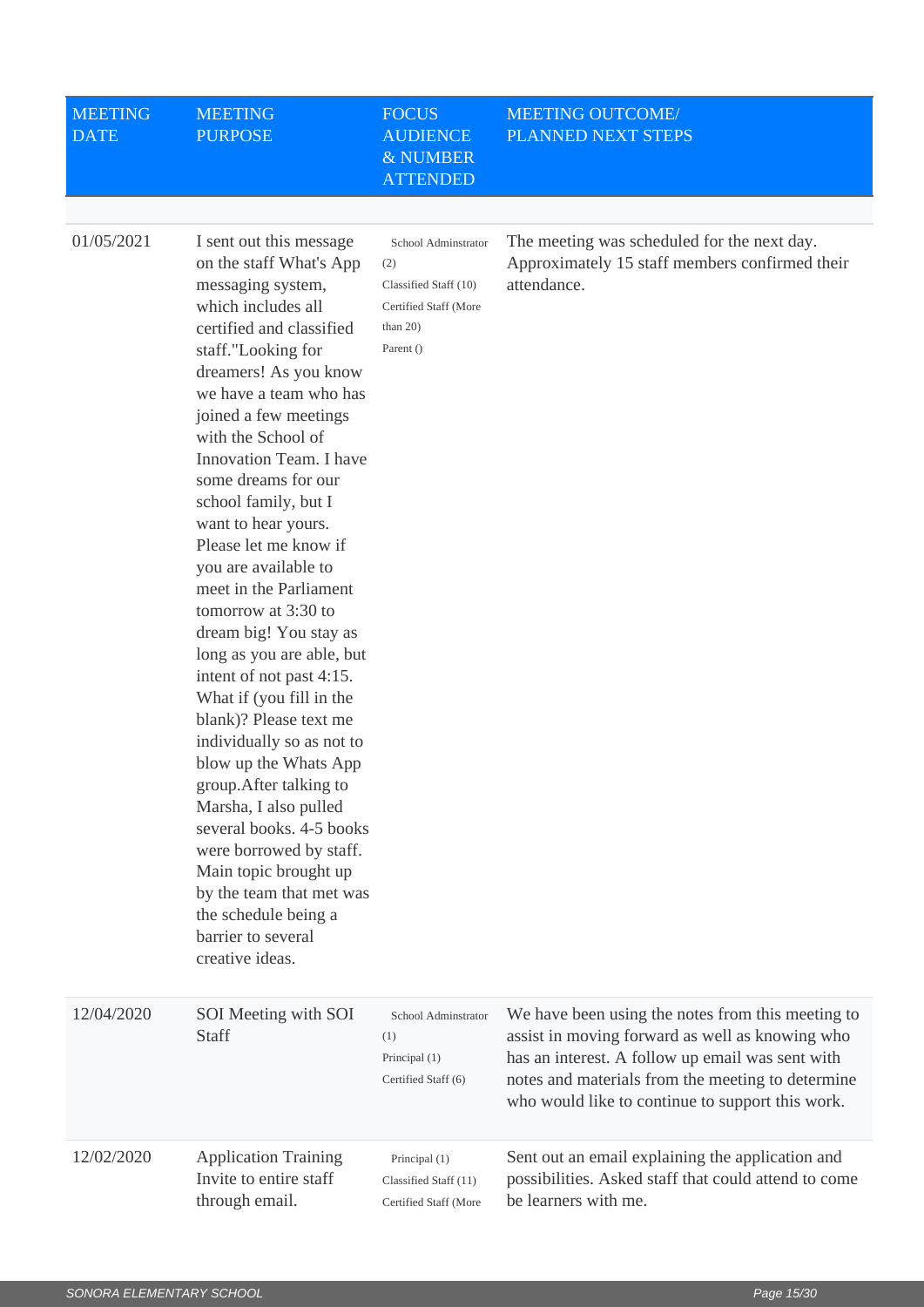| MEETING DATE | MEETING PURPOSE | FOCUS AUDIENCE & NUMBER ATTENDED | MEETING OUTCOME/ PLANNED NEXT STEPS |
|---|---|---|---|
| | | | |
| 01/05/2021 | I sent out this message on the staff What's App messaging system, which includes all certified and classified staff."Looking for dreamers! As you know we have a team who has joined a few meetings with the School of Innovation Team. I have some dreams for our school family, but I want to hear yours. Please let me know if you are available to meet in the Parliament tomorrow at 3:30 to dream big! You stay as long as you are able, but intent of not past 4:15. What if (you fill in the blank)? Please text me individually so as not to blow up the Whats App group.After talking to Marsha, I also pulled several books. 4-5 books were borrowed by staff. Main topic brought up by the team that met was the schedule being a barrier to several creative ideas. | School Adminstrator (2)<br>Classified Staff (10)<br>Certified Staff (More than 20)<br>Parent () | The meeting was scheduled for the next day. Approximately 15 staff members confirmed their attendance. |
| 12/04/2020 | SOI Meeting with SOI Staff | School Adminstrator (1)<br>Principal (1)<br>Certified Staff (6) | We have been using the notes from this meeting to assist in moving forward as well as knowing who has an interest. A follow up email was sent with notes and materials from the meeting to determine who would like to continue to support this work. |
| 12/02/2020 | Application Training Invite to entire staff through email. | Principal (1)<br>Classified Staff (11)<br>Certified Staff (More | Sent out an email explaining the application and possibilities. Asked staff that could attend to come be learners with me. |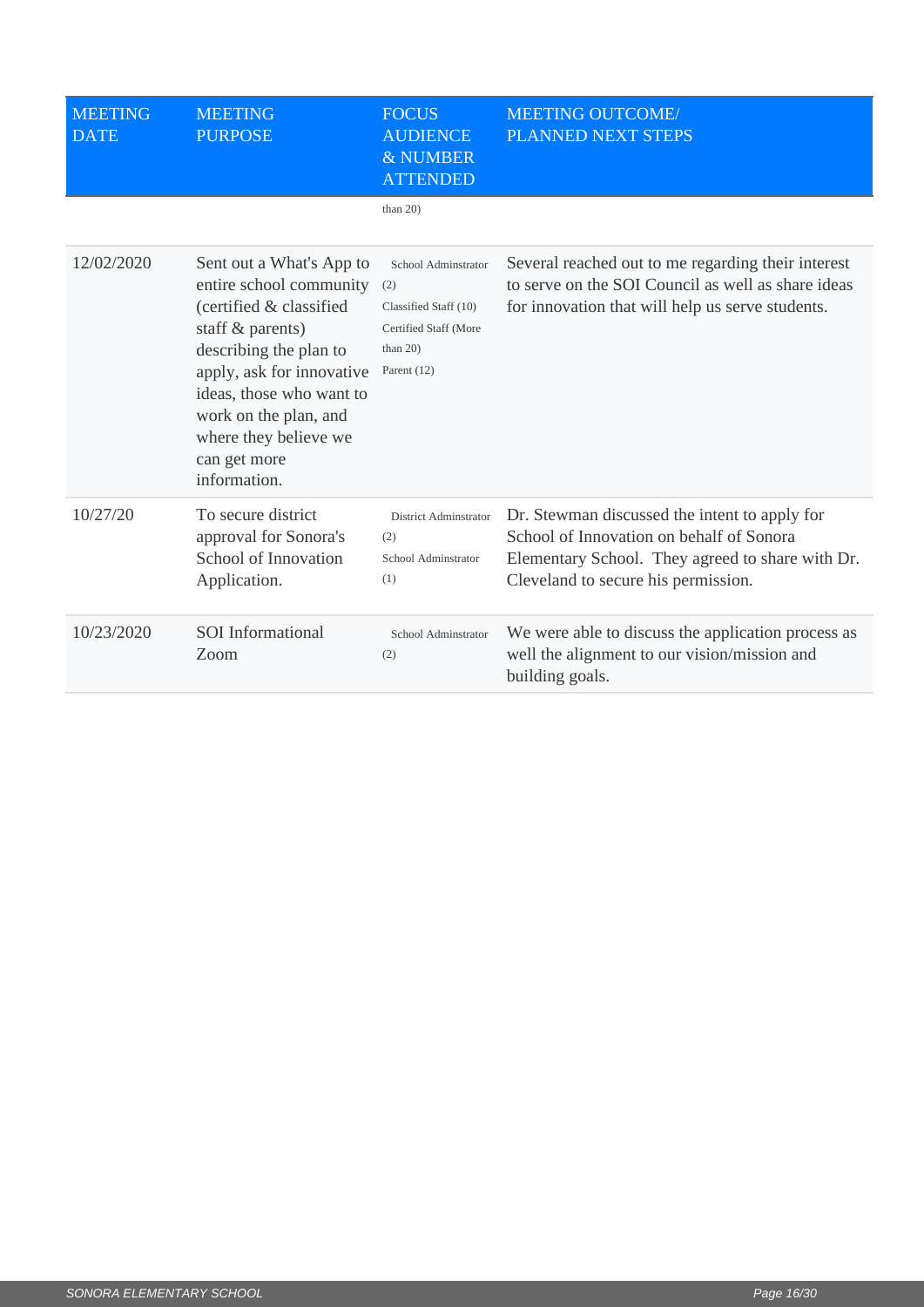| MEETING DATE | MEETING PURPOSE | FOCUS AUDIENCE & NUMBER ATTENDED | MEETING OUTCOME/ PLANNED NEXT STEPS |
|---|---|---|---|
| | | than 20) | |
| 12/02/2020 | Sent out a What's App to entire school community (certified & classified staff & parents) describing the plan to apply, ask for innovative ideas, those who want to work on the plan, and where they believe we can get more information. | School Adminstrator (2) Classified Staff (10) Certified Staff (More than 20) Parent (12) | Several reached out to me regarding their interest to serve on the SOI Council as well as share ideas for innovation that will help us serve students. |
| 10/27/20 | To secure district approval for Sonora's School of Innovation Application. | District Adminstrator (2) School Adminstrator (1) | Dr. Stewman discussed the intent to apply for School of Innovation on behalf of Sonora Elementary School. They agreed to share with Dr. Cleveland to secure his permission. |
| 10/23/2020 | SOI Informational Zoom | School Adminstrator (2) | We were able to discuss the application process as well the alignment to our vision/mission and building goals. |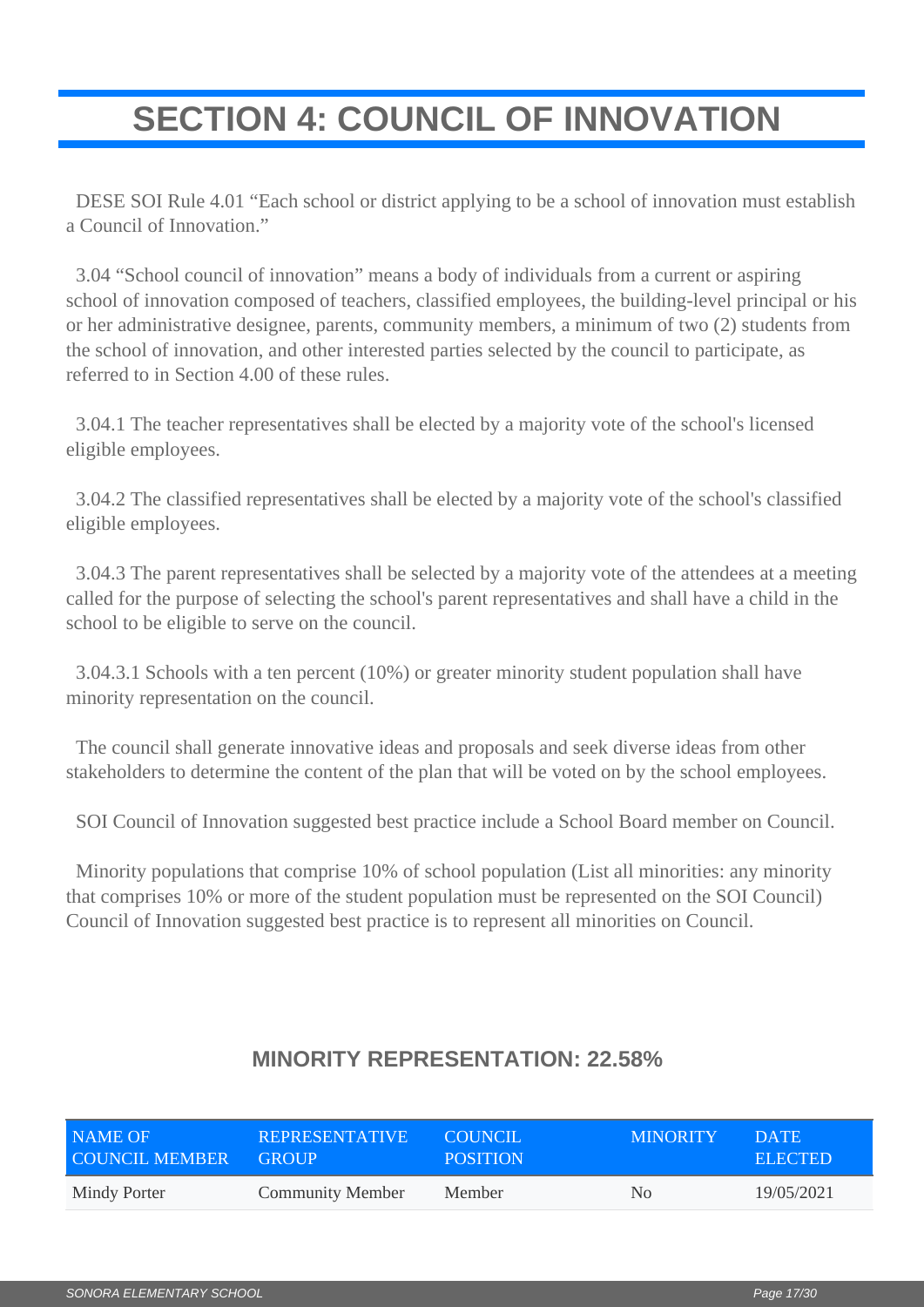# SECTION 4: COUNCIL OF INNOVATION

DESE SOI Rule 4.01 "Each school or district applying to be a school of innovation must establish a Council of Innovation."

3.04 "School council of innovation" means a body of individuals from a current or aspiring school of innovation composed of teachers, classified employees, the building-level principal or his or her administrative designee, parents, community members, a minimum of two (2) students from the school of innovation, and other interested parties selected by the council to participate, as referred to in Section 4.00 of these rules.

3.04.1 The teacher representatives shall be elected by a majority vote of the school's licensed eligible employees.

3.04.2 The classified representatives shall be elected by a majority vote of the school's classified eligible employees.

3.04.3 The parent representatives shall be selected by a majority vote of the attendees at a meeting called for the purpose of selecting the school's parent representatives and shall have a child in the school to be eligible to serve on the council.

3.04.3.1 Schools with a ten percent (10%) or greater minority student population shall have minority representation on the council.

The council shall generate innovative ideas and proposals and seek diverse ideas from other stakeholders to determine the content of the plan that will be voted on by the school employees.

SOI Council of Innovation suggested best practice include a School Board member on Council.

Minority populations that comprise 10% of school population (List all minorities: any minority that comprises 10% or more of the student population must be represented on the SOI Council) Council of Innovation suggested best practice is to represent all minorities on Council.

## MINORITY REPRESENTATION: 22.58%

| NAME OF COUNCIL MEMBER | REPRESENTATIVE GROUP | COUNCIL POSITION | MINORITY | DATE ELECTED |
|---|---|---|---|---|
| Mindy Porter | Community Member | Member | No | 19/05/2021 |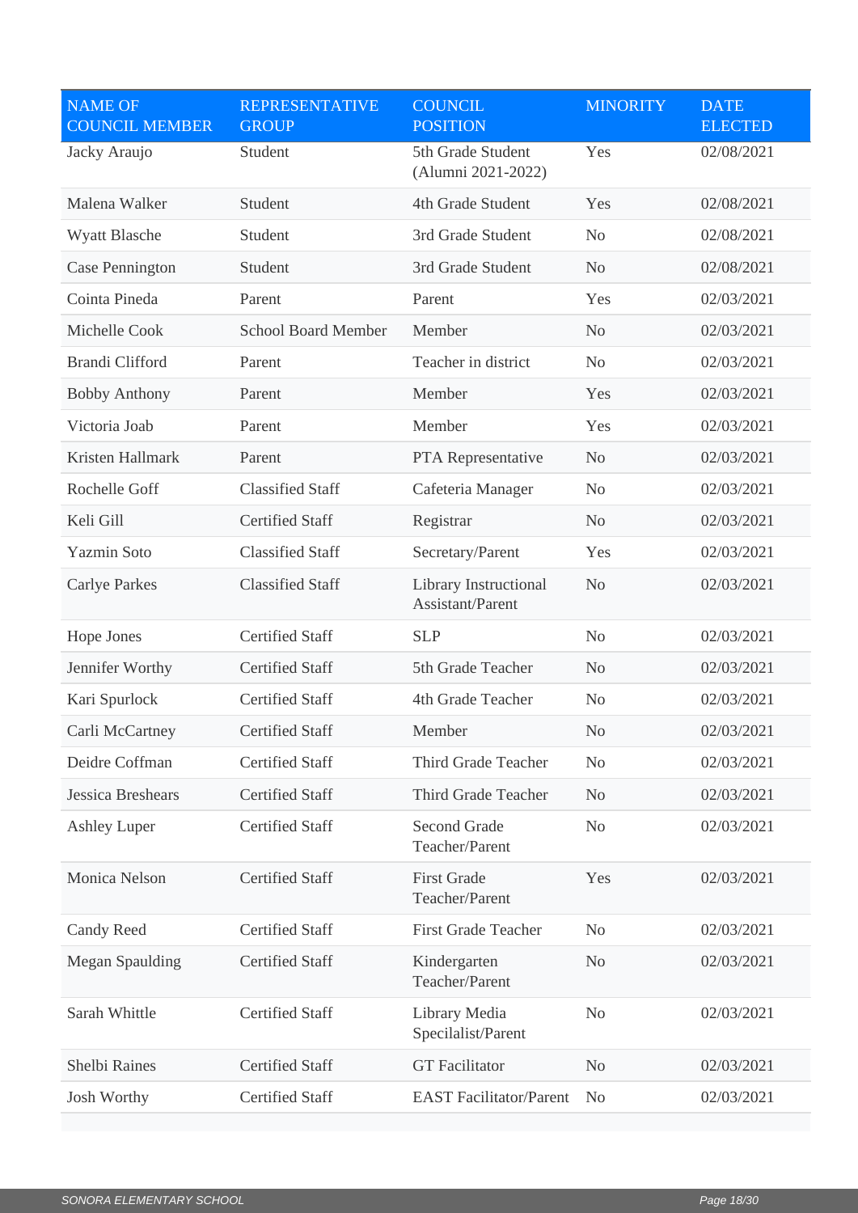| NAME OF COUNCIL MEMBER | REPRESENTATIVE GROUP | COUNCIL POSITION | MINORITY | DATE ELECTED |
| --- | --- | --- | --- | --- |
| Jacky Araujo | Student | 5th Grade Student (Alumni 2021-2022) | Yes | 02/08/2021 |
| Malena Walker | Student | 4th Grade Student | Yes | 02/08/2021 |
| Wyatt Blasche | Student | 3rd Grade Student | No | 02/08/2021 |
| Case Pennington | Student | 3rd Grade Student | No | 02/08/2021 |
| Cointa Pineda | Parent | Parent | Yes | 02/03/2021 |
| Michelle Cook | School Board Member | Member | No | 02/03/2021 |
| Brandi Clifford | Parent | Teacher in district | No | 02/03/2021 |
| Bobby Anthony | Parent | Member | Yes | 02/03/2021 |
| Victoria Joab | Parent | Member | Yes | 02/03/2021 |
| Kristen Hallmark | Parent | PTA Representative | No | 02/03/2021 |
| Rochelle Goff | Classified Staff | Cafeteria Manager | No | 02/03/2021 |
| Keli Gill | Certified Staff | Registrar | No | 02/03/2021 |
| Yazmin Soto | Classified Staff | Secretary/Parent | Yes | 02/03/2021 |
| Carlye Parkes | Classified Staff | Library Instructional Assistant/Parent | No | 02/03/2021 |
| Hope Jones | Certified Staff | SLP | No | 02/03/2021 |
| Jennifer Worthy | Certified Staff | 5th Grade Teacher | No | 02/03/2021 |
| Kari Spurlock | Certified Staff | 4th Grade Teacher | No | 02/03/2021 |
| Carli McCartney | Certified Staff | Member | No | 02/03/2021 |
| Deidre Coffman | Certified Staff | Third Grade Teacher | No | 02/03/2021 |
| Jessica Breshears | Certified Staff | Third Grade Teacher | No | 02/03/2021 |
| Ashley Luper | Certified Staff | Second Grade Teacher/Parent | No | 02/03/2021 |
| Monica Nelson | Certified Staff | First Grade Teacher/Parent | Yes | 02/03/2021 |
| Candy Reed | Certified Staff | First Grade Teacher | No | 02/03/2021 |
| Megan Spaulding | Certified Staff | Kindergarten Teacher/Parent | No | 02/03/2021 |
| Sarah Whittle | Certified Staff | Library Media Specilalist/Parent | No | 02/03/2021 |
| Shelbi Raines | Certified Staff | GT Facilitator | No | 02/03/2021 |
| Josh Worthy | Certified Staff | EAST Facilitator/Parent | No | 02/03/2021 |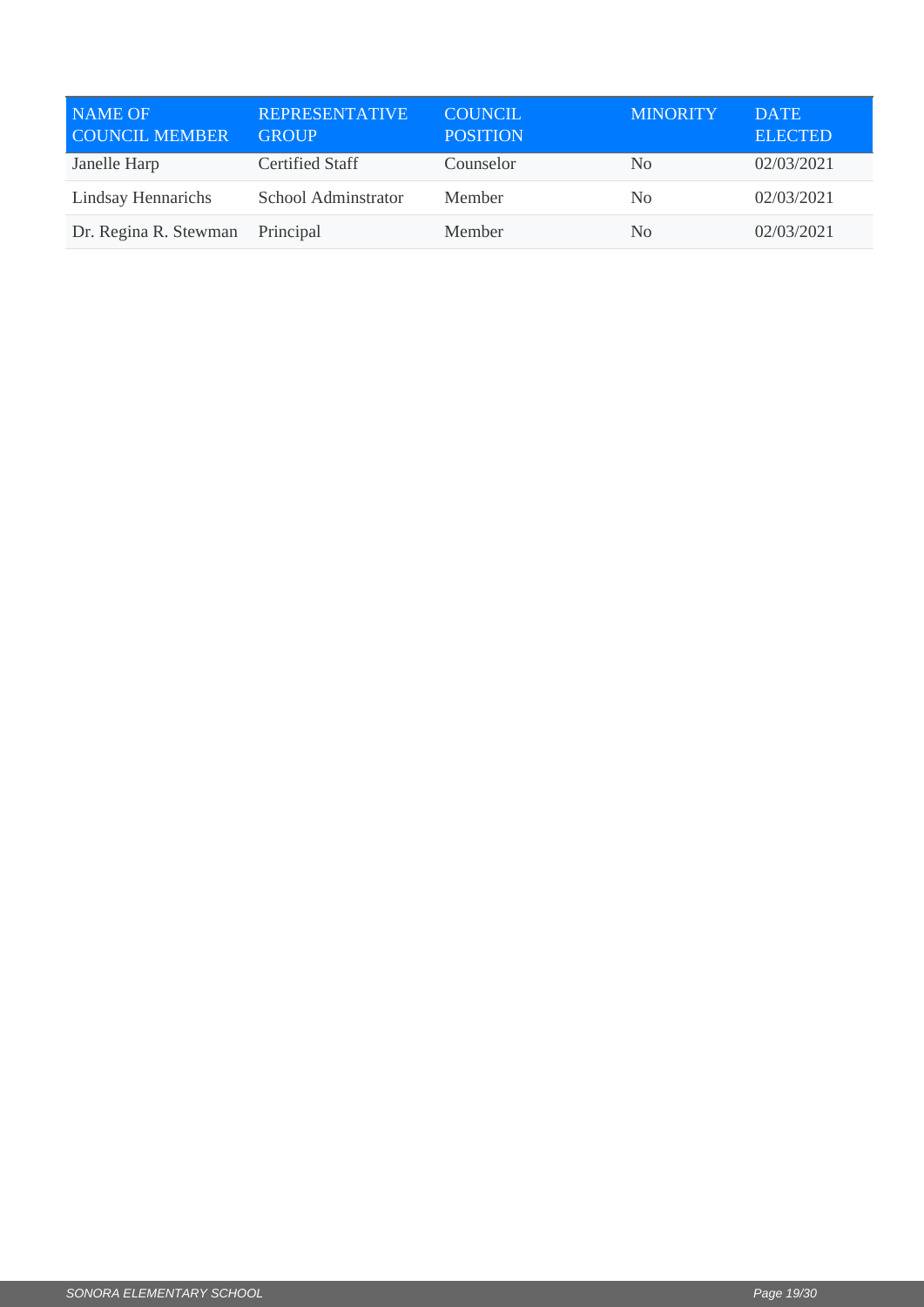| NAME OF COUNCIL MEMBER | REPRESENTATIVE GROUP | COUNCIL POSITION | MINORITY | DATE ELECTED |
| --- | --- | --- | --- | --- |
| Janelle Harp | Certified Staff | Counselor | No | 02/03/2021 |
| Lindsay Hennarichs | School Adminstrator | Member | No | 02/03/2021 |
| Dr. Regina R. Stewman | Principal | Member | No | 02/03/2021 |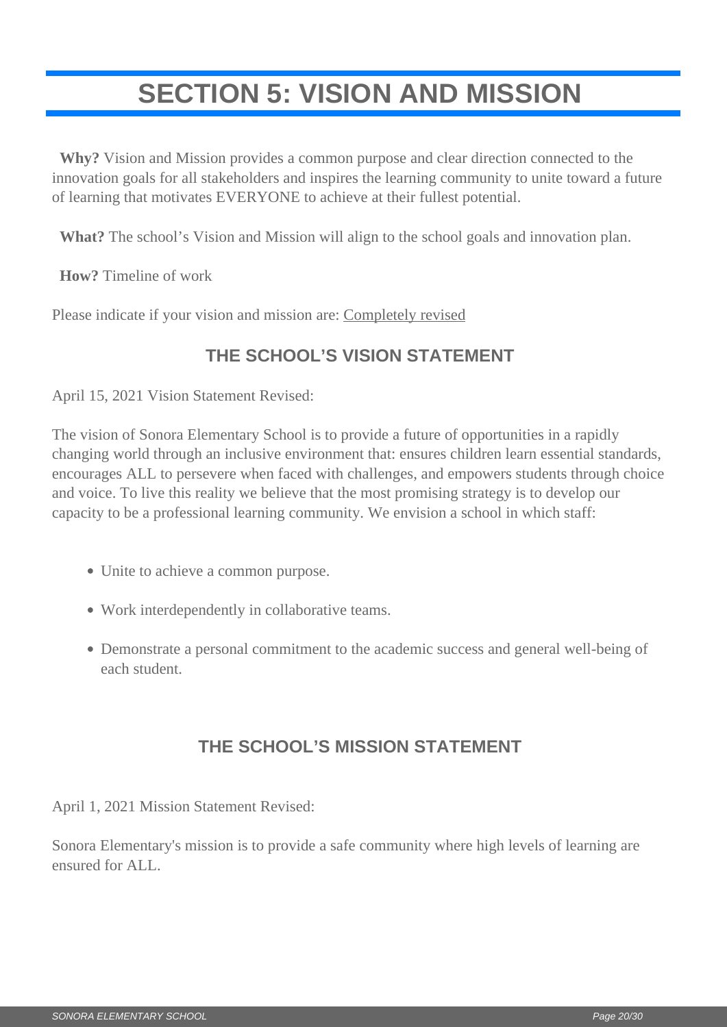# SECTION 5: VISION AND MISSION

**Why?** Vision and Mission provides a common purpose and clear direction connected to the innovation goals for all stakeholders and inspires the learning community to unite toward a future of learning that motivates EVERYONE to achieve at their fullest potential.

**What?** The school's Vision and Mission will align to the school goals and innovation plan.

**How?** Timeline of work

Please indicate if your vision and mission are: Completely revised

## THE SCHOOL'S VISION STATEMENT

April 15, 2021 Vision Statement Revised:

The vision of Sonora Elementary School is to provide a future of opportunities in a rapidly changing world through an inclusive environment that: ensures children learn essential standards, encourages ALL to persevere when faced with challenges, and empowers students through choice and voice. To live this reality we believe that the most promising strategy is to develop our capacity to be a professional learning community. We envision a school in which staff:

- Unite to achieve a common purpose.
- Work interdependently in collaborative teams.
- Demonstrate a personal commitment to the academic success and general well-being of each student.

## THE SCHOOL'S MISSION STATEMENT

April 1, 2021 Mission Statement Revised:

Sonora Elementary's mission is to provide a safe community where high levels of learning are ensured for ALL.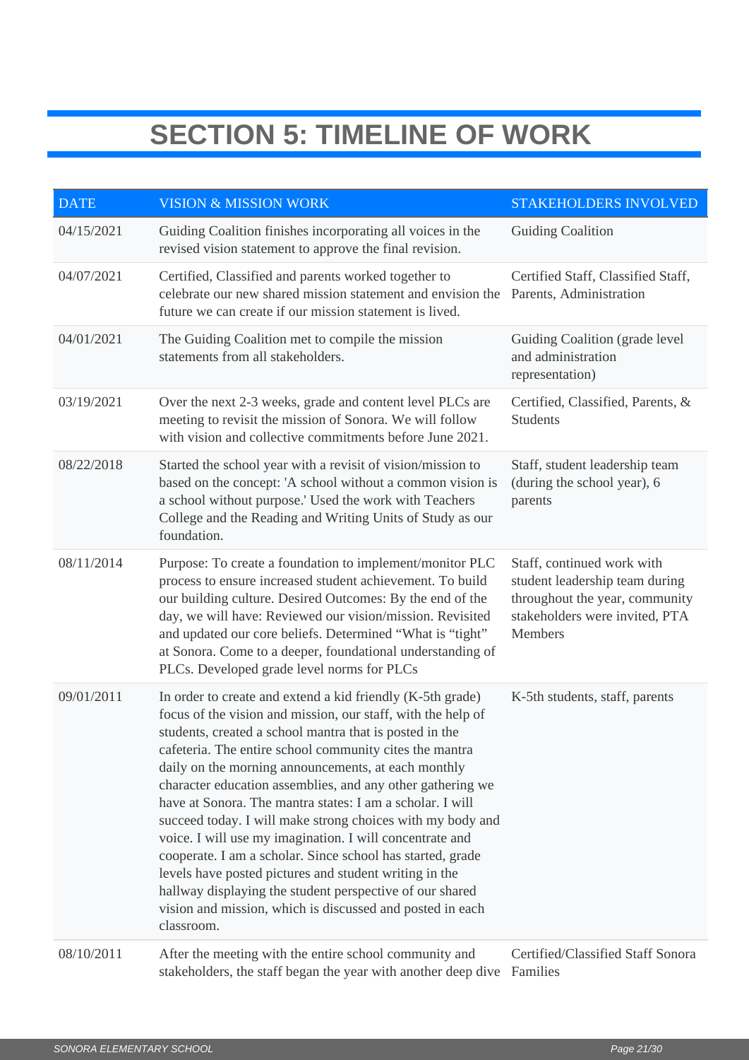# SECTION 5: TIMELINE OF WORK

| DATE | VISION & MISSION WORK | STAKEHOLDERS INVOLVED |
|---|---|---|
| 04/15/2021 | Guiding Coalition finishes incorporating all voices in the revised vision statement to approve the final revision. | Guiding Coalition |
| 04/07/2021 | Certified, Classified and parents worked together to celebrate our new shared mission statement and envision the future we can create if our mission statement is lived. | Certified Staff, Classified Staff, Parents, Administration |
| 04/01/2021 | The Guiding Coalition met to compile the mission statements from all stakeholders. | Guiding Coalition (grade level and administration representation) |
| 03/19/2021 | Over the next 2-3 weeks, grade and content level PLCs are meeting to revisit the mission of Sonora. We will follow with vision and collective commitments before June 2021. | Certified, Classified, Parents, & Students |
| 08/22/2018 | Started the school year with a revisit of vision/mission to based on the concept: 'A school without a common vision is a school without purpose.' Used the work with Teachers College and the Reading and Writing Units of Study as our foundation. | Staff, student leadership team (during the school year), 6 parents |
| 08/11/2014 | Purpose: To create a foundation to implement/monitor PLC process to ensure increased student achievement. To build our building culture. Desired Outcomes: By the end of the day, we will have: Reviewed our vision/mission. Revisited and updated our core beliefs. Determined "What is "tight" at Sonora. Come to a deeper, foundational understanding of PLCs. Developed grade level norms for PLCs | Staff, continued work with student leadership team during throughout the year, community stakeholders were invited, PTA Members |
| 09/01/2011 | In order to create and extend a kid friendly (K-5th grade) focus of the vision and mission, our staff, with the help of students, created a school mantra that is posted in the cafeteria. The entire school community cites the mantra daily on the morning announcements, at each monthly character education assemblies, and any other gathering we have at Sonora. The mantra states: I am a scholar. I will succeed today. I will make strong choices with my body and voice. I will use my imagination. I will concentrate and cooperate. I am a scholar. Since school has started, grade levels have posted pictures and student writing in the hallway displaying the student perspective of our shared vision and mission, which is discussed and posted in each classroom. | K-5th students, staff, parents |
| 08/10/2011 | After the meeting with the entire school community and stakeholders, the staff began the year with another deep dive | Certified/Classified Staff Sonora Families |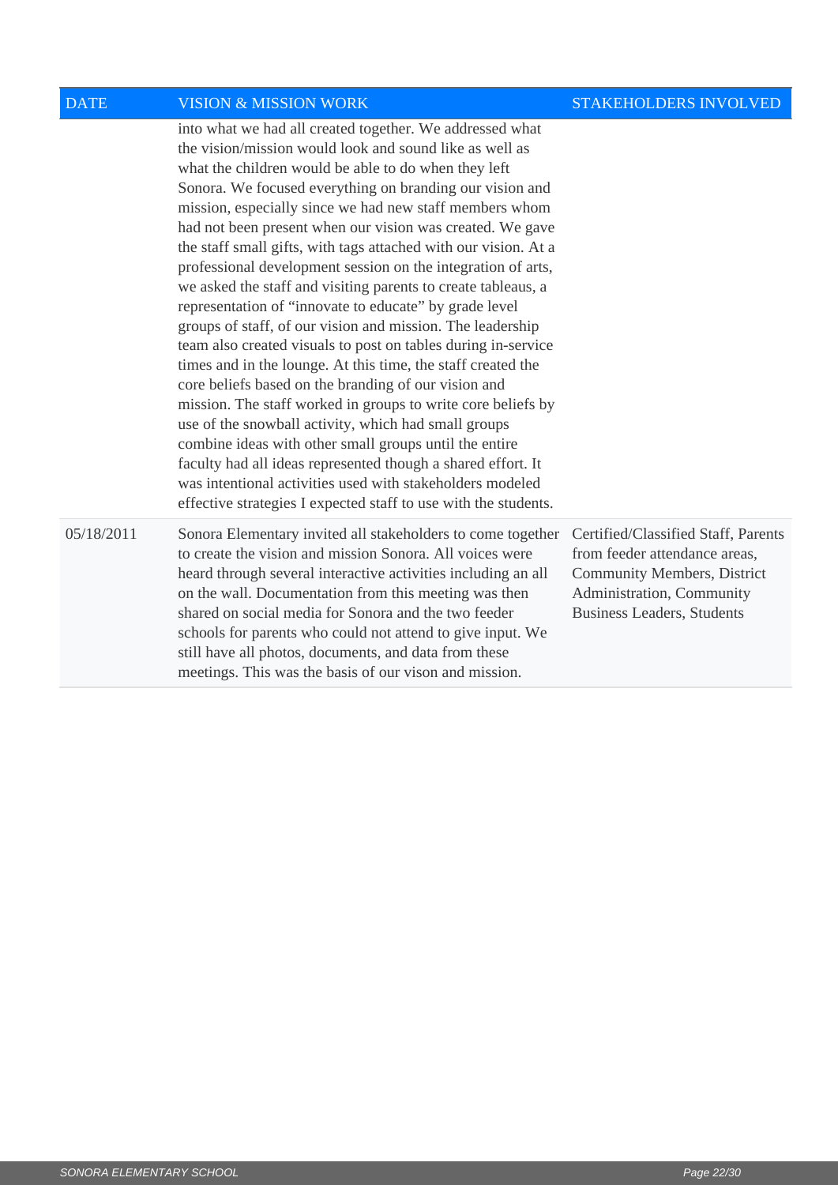| DATE | VISION & MISSION WORK | STAKEHOLDERS INVOLVED |
| --- | --- | --- |
| | into what we had all created together. We addressed what the vision/mission would look and sound like as well as what the children would be able to do when they left Sonora. We focused everything on branding our vision and mission, especially since we had new staff members whom had not been present when our vision was created. We gave the staff small gifts, with tags attached with our vision. At a professional development session on the integration of arts, we asked the staff and visiting parents to create tableaus, a representation of "innovate to educate" by grade level groups of staff, of our vision and mission. The leadership team also created visuals to post on tables during in-service times and in the lounge. At this time, the staff created the core beliefs based on the branding of our vision and mission. The staff worked in groups to write core beliefs by use of the snowball activity, which had small groups combine ideas with other small groups until the entire faculty had all ideas represented though a shared effort. It was intentional activities used with stakeholders modeled effective strategies I expected staff to use with the students. | |
| 05/18/2011 | Sonora Elementary invited all stakeholders to come together to create the vision and mission Sonora. All voices were heard through several interactive activities including an all on the wall. Documentation from this meeting was then shared on social media for Sonora and the two feeder schools for parents who could not attend to give input. We still have all photos, documents, and data from these meetings. This was the basis of our vison and mission. | Certified/Classified Staff, Parents from feeder attendance areas, Community Members, District Administration, Community Business Leaders, Students |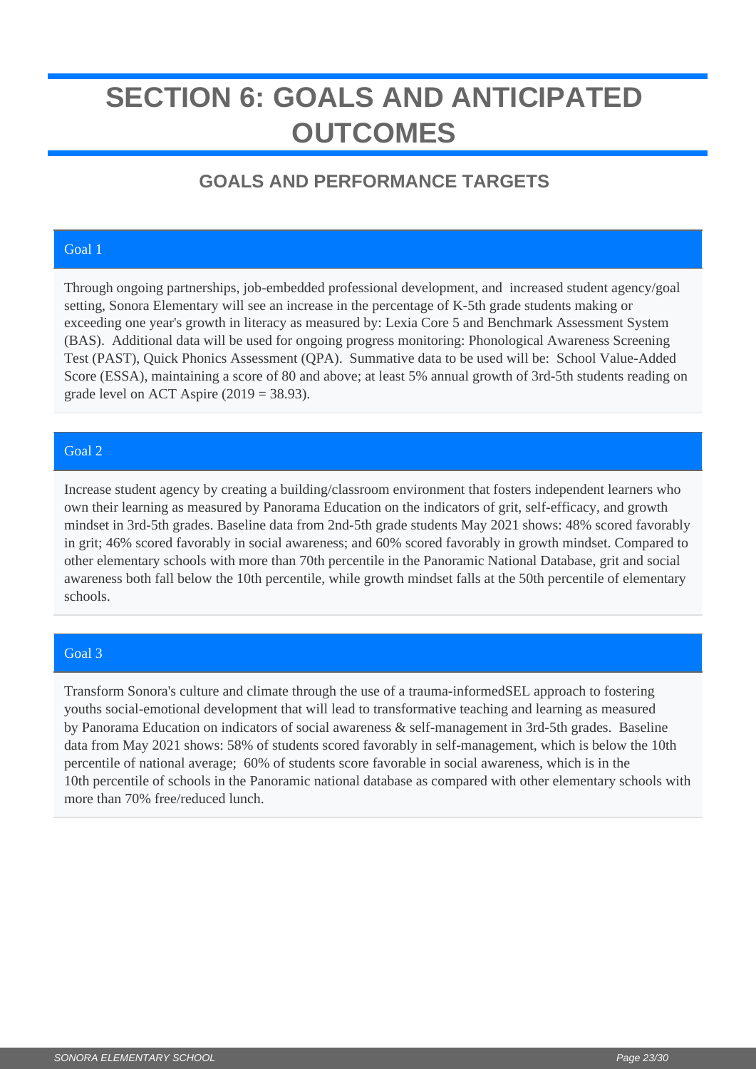# SECTION 6: GOALS AND ANTICIPATED OUTCOMES

## GOALS AND PERFORMANCE TARGETS

### Goal 1

Through ongoing partnerships, job-embedded professional development, and increased student agency/goal setting, Sonora Elementary will see an increase in the percentage of K-5th grade students making or exceeding one year's growth in literacy as measured by: Lexia Core 5 and Benchmark Assessment System (BAS). Additional data will be used for ongoing progress monitoring: Phonological Awareness Screening Test (PAST), Quick Phonics Assessment (QPA). Summative data to be used will be: School Value-Added Score (ESSA), maintaining a score of 80 and above; at least 5% annual growth of 3rd-5th students reading on grade level on ACT Aspire (2019 = 38.93).

### Goal 2

Increase student agency by creating a building/classroom environment that fosters independent learners who own their learning as measured by Panorama Education on the indicators of grit, self-efficacy, and growth mindset in 3rd-5th grades. Baseline data from 2nd-5th grade students May 2021 shows: 48% scored favorably in grit; 46% scored favorably in social awareness; and 60% scored favorably in growth mindset. Compared to other elementary schools with more than 70th percentile in the Panoramic National Database, grit and social awareness both fall below the 10th percentile, while growth mindset falls at the 50th percentile of elementary schools.

### Goal 3

Transform Sonora's culture and climate through the use of a trauma-informedSEL approach to fostering youths social-emotional development that will lead to transformative teaching and learning as measured by Panorama Education on indicators of social awareness & self-management in 3rd-5th grades. Baseline data from May 2021 shows: 58% of students scored favorably in self-management, which is below the 10th percentile of national average; 60% of students score favorable in social awareness, which is in the 10th percentile of schools in the Panoramic national database as compared with other elementary schools with more than 70% free/reduced lunch.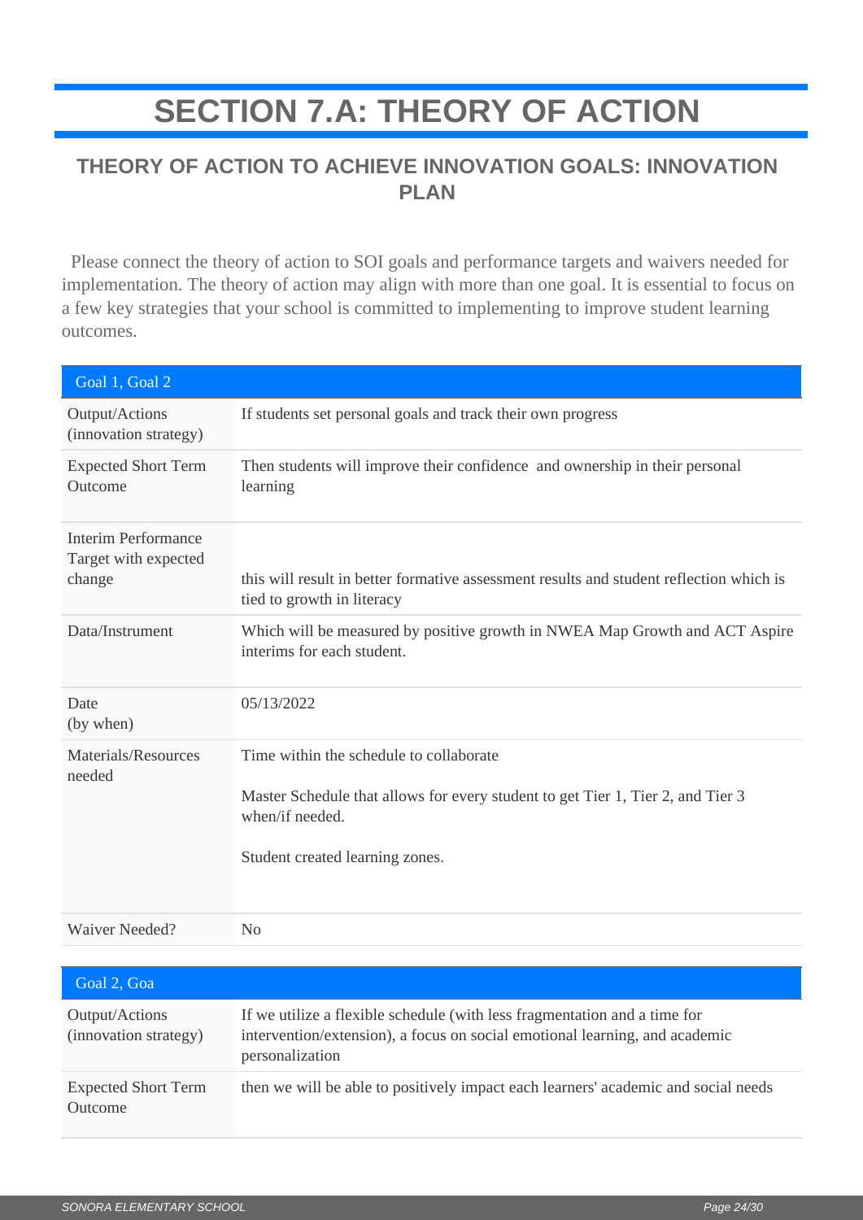# SECTION 7.A: THEORY OF ACTION

## THEORY OF ACTION TO ACHIEVE INNOVATION GOALS: INNOVATION PLAN

Please connect the theory of action to SOI goals and performance targets and waivers needed for implementation. The theory of action may align with more than one goal. It is essential to focus on a few key strategies that your school is committed to implementing to improve student learning outcomes.

| Goal 1, Goal 2 | |
|---|---|
| Output/Actions (innovation strategy) | If students set personal goals and track their own progress |
| Expected Short Term Outcome | Then students will improve their confidence and ownership in their personal learning |
| Interim Performance Target with expected change | this will result in better formative assessment results and student reflection which is tied to growth in literacy |
| Data/Instrument | Which will be measured by positive growth in NWEA Map Growth and ACT Aspire interims for each student. |
| Date (by when) | 05/13/2022 |
| Materials/Resources needed | Time within the schedule to collaborate<br><br>Master Schedule that allows for every student to get Tier 1, Tier 2, and Tier 3 when/if needed.<br><br>Student created learning zones. |
| Waiver Needed? | No |

| Goal 2, Goa | |
|---|---|
| Output/Actions (innovation strategy) | If we utilize a flexible schedule (with less fragmentation and a time for intervention/extension), a focus on social emotional learning, and academic personalization |
| Expected Short Term Outcome | then we will be able to positively impact each learners' academic and social needs |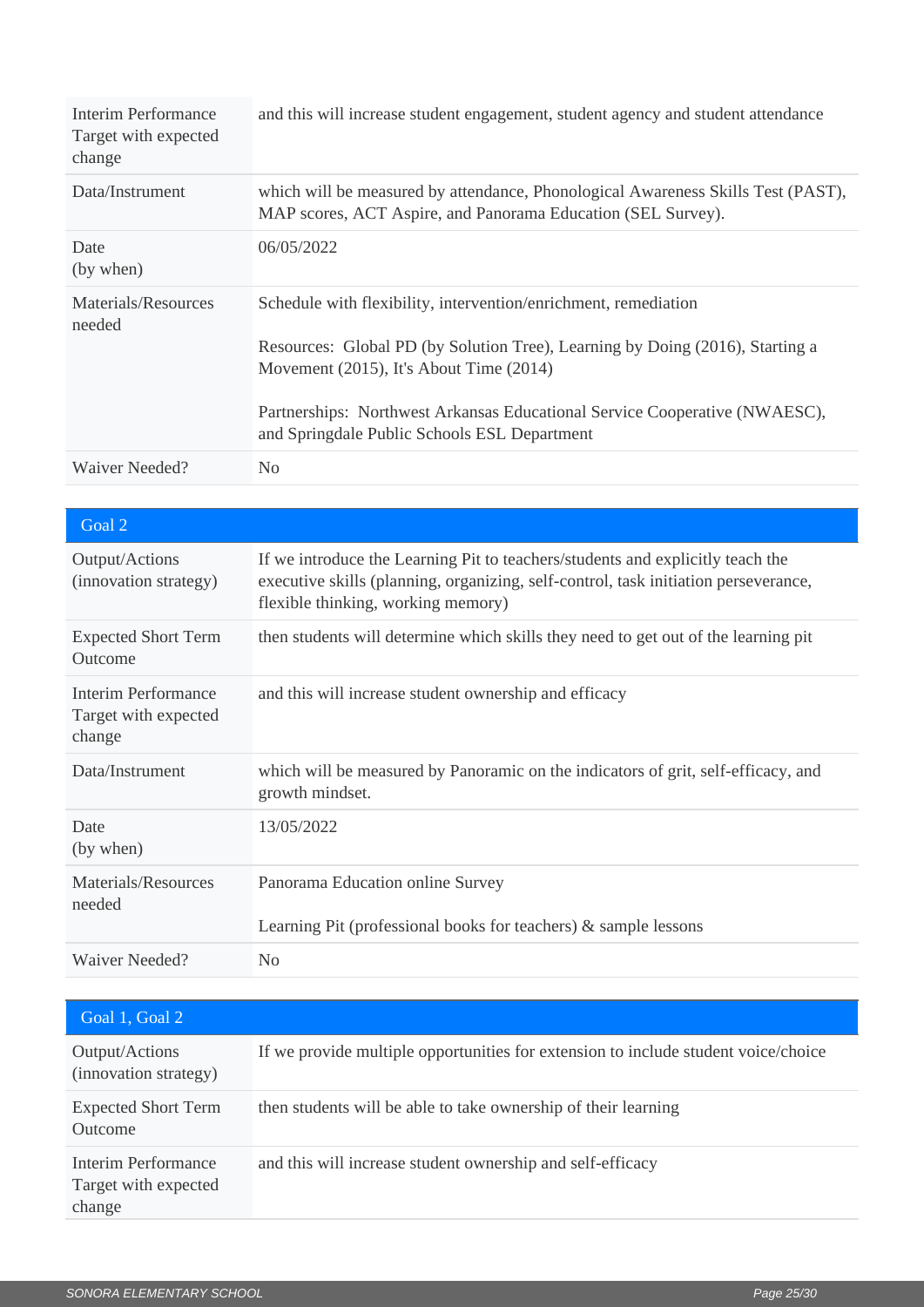| | |
|---|---|
| Interim Performance Target with expected change | and this will increase student engagement, student agency and student attendance |
| Data/Instrument | which will be measured by attendance, Phonological Awareness Skills Test (PAST), MAP scores, ACT Aspire, and Panorama Education (SEL Survey). |
| Date (by when) | 06/05/2022 |
| Materials/Resources needed | Schedule with flexibility, intervention/enrichment, remediation<br><br>Resources: Global PD (by Solution Tree), Learning by Doing (2016), Starting a Movement (2015), It's About Time (2014)<br><br>Partnerships: Northwest Arkansas Educational Service Cooperative (NWAESC), and Springdale Public Schools ESL Department |
| Waiver Needed? | No |

| Goal 2 | |
|---|---|
| Output/Actions (innovation strategy) | If we introduce the Learning Pit to teachers/students and explicitly teach the executive skills (planning, organizing, self-control, task initiation perseverance, flexible thinking, working memory) |
| Expected Short Term Outcome | then students will determine which skills they need to get out of the learning pit |
| Interim Performance Target with expected change | and this will increase student ownership and efficacy |
| Data/Instrument | which will be measured by Panoramic on the indicators of grit, self-efficacy, and growth mindset. |
| Date (by when) | 13/05/2022 |
| Materials/Resources needed | Panorama Education online Survey<br><br>Learning Pit (professional books for teachers) & sample lessons |
| Waiver Needed? | No |

| Goal 1, Goal 2 | |
|---|---|
| Output/Actions (innovation strategy) | If we provide multiple opportunities for extension to include student voice/choice |
| Expected Short Term Outcome | then students will be able to take ownership of their learning |
| Interim Performance Target with expected change | and this will increase student ownership and self-efficacy |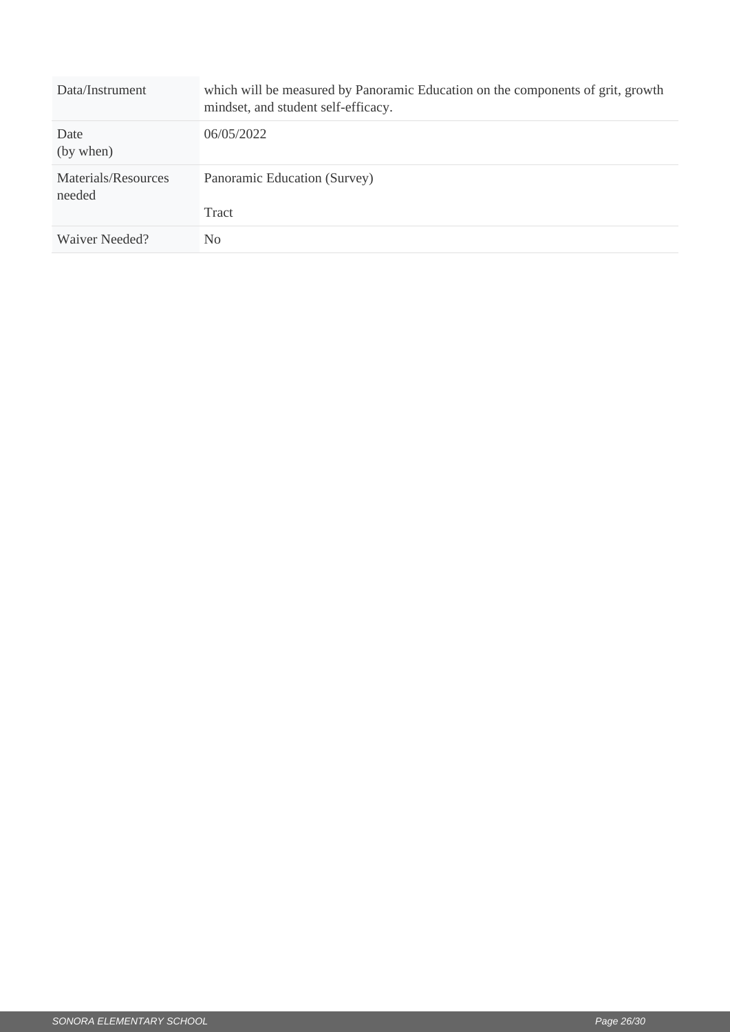| | |
|---|---|
| Data/Instrument | which will be measured by Panoramic Education on the components of grit, growth mindset, and student self-efficacy. |
| Date (by when) | 06/05/2022 |
| Materials/Resources needed | Panoramic Education (Survey)<br><br>Tract |
| Waiver Needed? | No |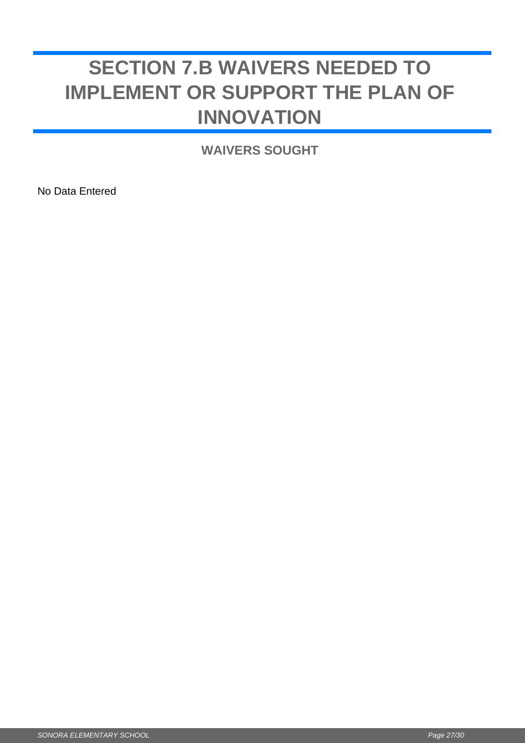# SECTION 7.B WAIVERS NEEDED TO IMPLEMENT OR SUPPORT THE PLAN OF INNOVATION

## WAIVERS SOUGHT

No Data Entered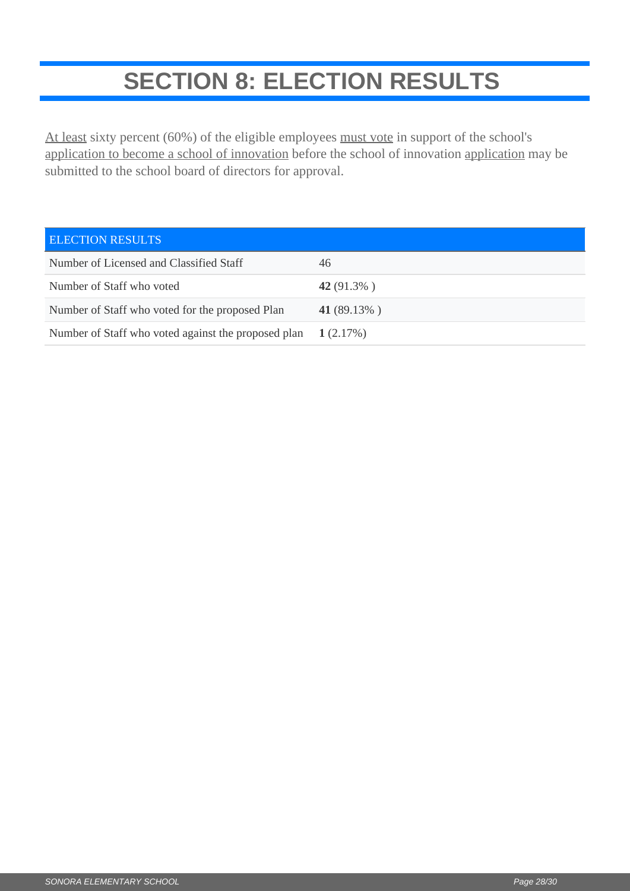# SECTION 8: ELECTION RESULTS

At least sixty percent (60%) of the eligible employees must vote in support of the school's application to become a school of innovation before the school of innovation application may be submitted to the school board of directors for approval.

| ELECTION RESULTS | |
|---|---|
| Number of Licensed and Classified Staff | 46 |
| Number of Staff who voted | **42** (91.3% ) |
| Number of Staff who voted for the proposed Plan | **41** (89.13% ) |
| Number of Staff who voted against the proposed plan | **1** (2.17%) |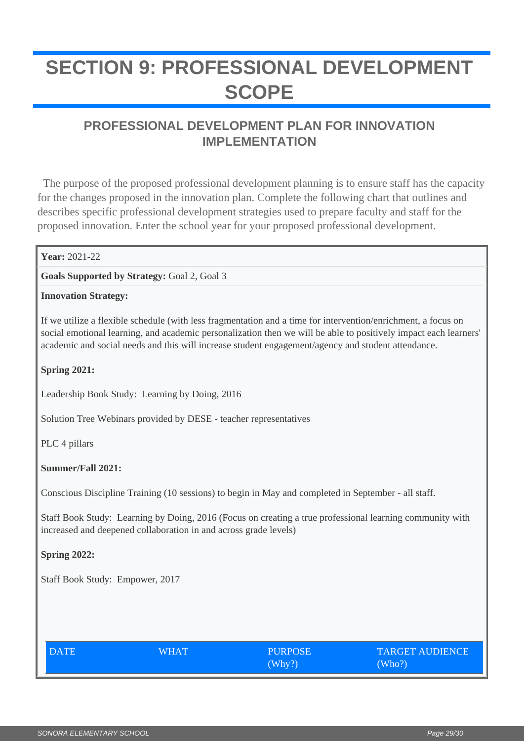# SECTION 9: PROFESSIONAL DEVELOPMENT SCOPE

## PROFESSIONAL DEVELOPMENT PLAN FOR INNOVATION IMPLEMENTATION

The purpose of the proposed professional development planning is to ensure staff has the capacity for the changes proposed in the innovation plan. Complete the following chart that outlines and describes specific professional development strategies used to prepare faculty and staff for the proposed innovation. Enter the school year for your proposed professional development.

**Year:** 2021-22

**Goals Supported by Strategy:** Goal 2, Goal 3

**Innovation Strategy:**

If we utilize a flexible schedule (with less fragmentation and a time for intervention/enrichment, a focus on social emotional learning, and academic personalization then we will be able to positively impact each learners' academic and social needs and this will increase student engagement/agency and student attendance.

**Spring 2021:**

Leadership Book Study: Learning by Doing, 2016

Solution Tree Webinars provided by DESE - teacher representatives

PLC 4 pillars

**Summer/Fall 2021:**

Conscious Discipline Training (10 sessions) to begin in May and completed in September - all staff.

Staff Book Study: Learning by Doing, 2016 (Focus on creating a true professional learning community with increased and deepened collaboration in and across grade levels)

**Spring 2022:**

Staff Book Study: Empower, 2017

| DATE | WHAT | PURPOSE (Why?) | TARGET AUDIENCE (Who?) |
| --- | --- | --- | --- |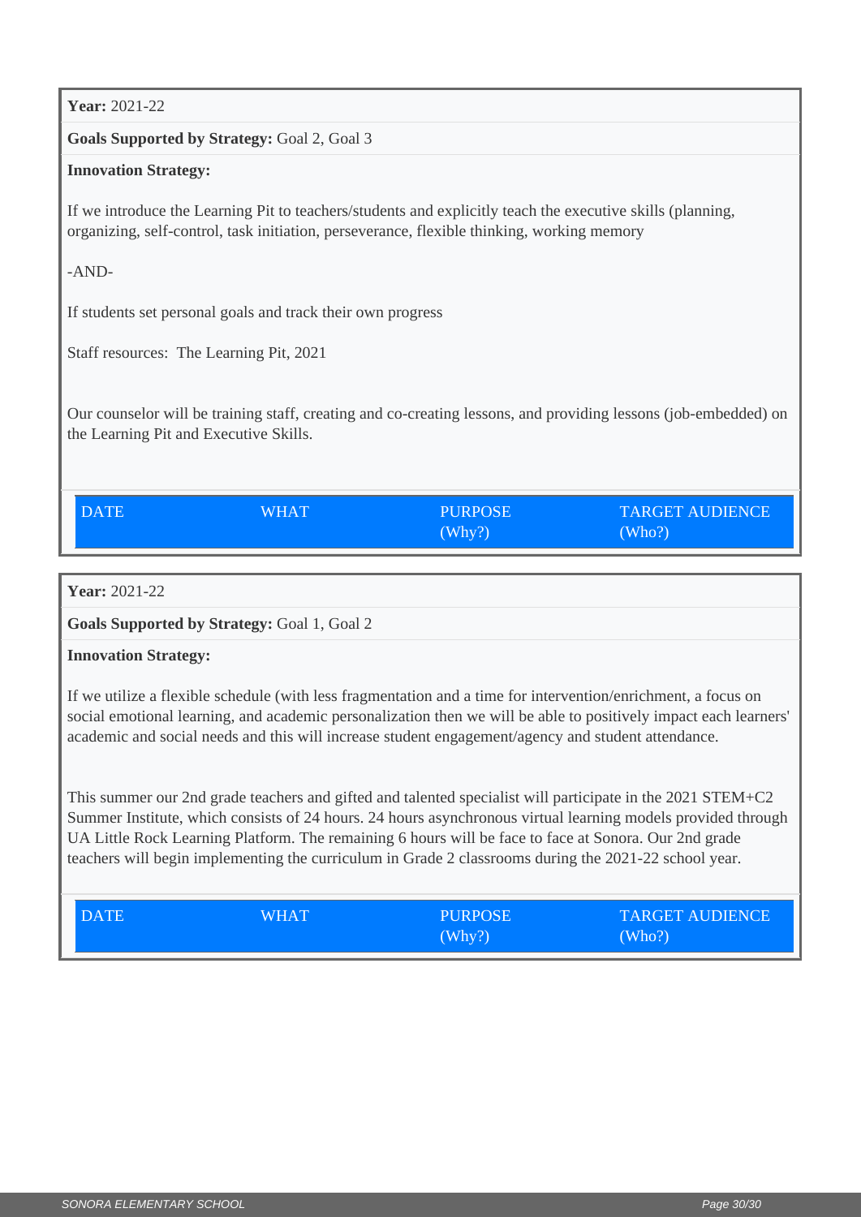**Year:** 2021-22

**Goals Supported by Strategy:** Goal 2, Goal 3

**Innovation Strategy:**

If we introduce the Learning Pit to teachers/students and explicitly teach the executive skills (planning, organizing, self-control, task initiation, perseverance, flexible thinking, working memory

-AND-

If students set personal goals and track their own progress

Staff resources: The Learning Pit, 2021

Our counselor will be training staff, creating and co-creating lessons, and providing lessons (job-embedded) on the Learning Pit and Executive Skills.

| DATE | WHAT | PURPOSE (Why?) | TARGET AUDIENCE (Who?) |
|---|---|---|---|

**Year:** 2021-22

**Goals Supported by Strategy:** Goal 1, Goal 2

**Innovation Strategy:**

If we utilize a flexible schedule (with less fragmentation and a time for intervention/enrichment, a focus on social emotional learning, and academic personalization then we will be able to positively impact each learners' academic and social needs and this will increase student engagement/agency and student attendance.

This summer our 2nd grade teachers and gifted and talented specialist will participate in the 2021 STEM+C2 Summer Institute, which consists of 24 hours. 24 hours asynchronous virtual learning models provided through UA Little Rock Learning Platform. The remaining 6 hours will be face to face at Sonora. Our 2nd grade teachers will begin implementing the curriculum in Grade 2 classrooms during the 2021-22 school year.

| DATE | WHAT | PURPOSE (Why?) | TARGET AUDIENCE (Who?) |
|---|---|---|---|